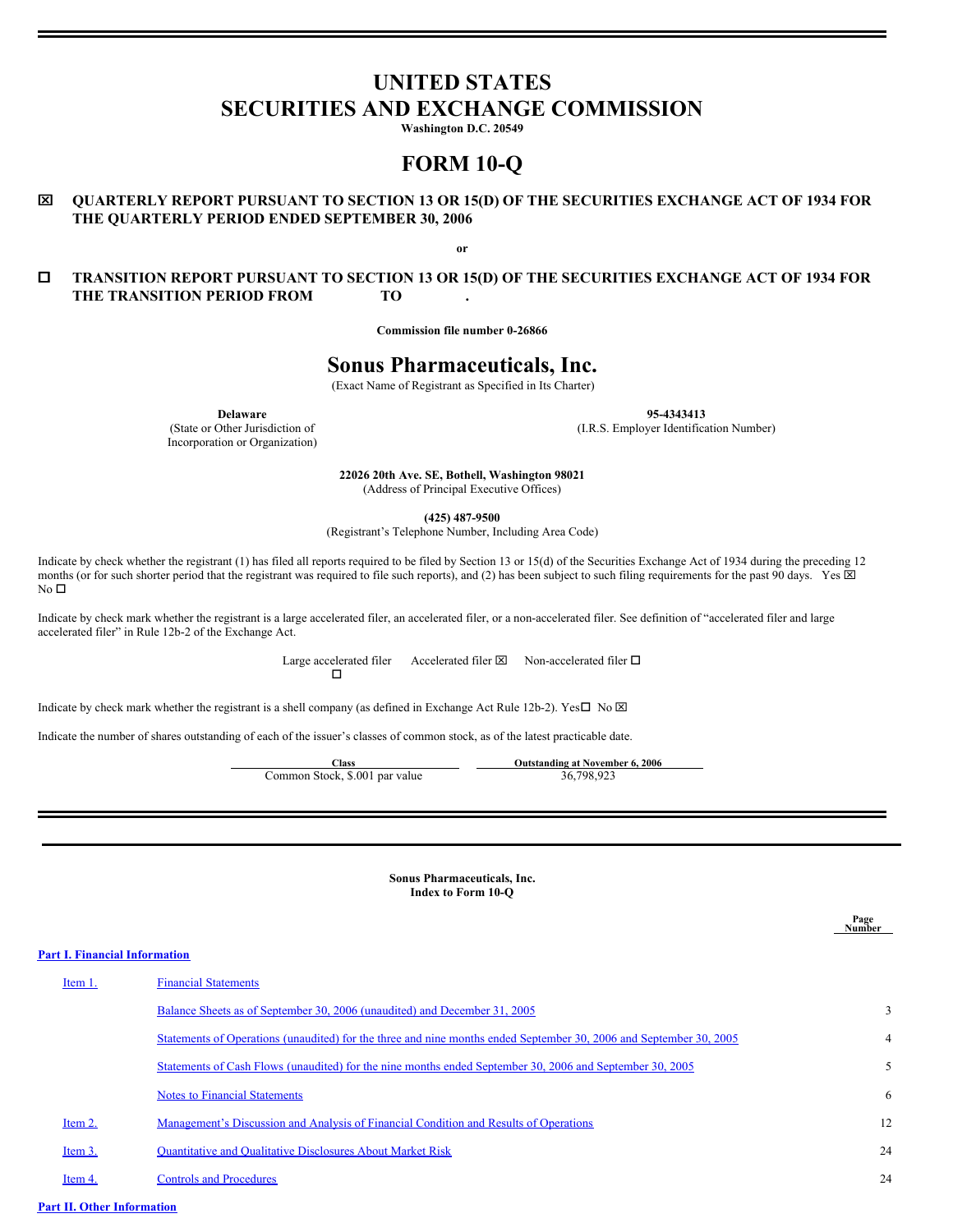# UNITED STATES
# SECURITIES AND EXCHANGE COMMISSION

**Washington D.C. 20549**

# FORM 10-Q

☒ **QUARTERLY REPORT PURSUANT TO SECTION 13 OR 15(D) OF THE SECURITIES EXCHANGE ACT OF 1934 FOR THE QUARTERLY PERIOD ENDED SEPTEMBER 30, 2006**

**or**

☐ **TRANSITION REPORT PURSUANT TO SECTION 13 OR 15(D) OF THE SECURITIES EXCHANGE ACT OF 1934 FOR THE TRANSITION PERIOD FROM TO .**

**Commission file number 0-26866**

# Sonus Pharmaceuticals, Inc.

(Exact Name of Registrant as Specified in Its Charter)

| **Delaware** | **95-4343413** |
|---|---|
| (State or Other Jurisdiction of Incorporation or Organization) | (I.R.S. Employer Identification Number) |

**22026 20th Ave. SE, Bothell, Washington 98021**
(Address of Principal Executive Offices)

**(425) 487-9500**
(Registrant's Telephone Number, Including Area Code)

Indicate by check whether the registrant (1) has filed all reports required to be filed by Section 13 or 15(d) of the Securities Exchange Act of 1934 during the preceding 12 months (or for such shorter period that the registrant was required to file such reports), and (2) has been subject to such filing requirements for the past 90 days. Yes ☒ No ☐

Indicate by check mark whether the registrant is a large accelerated filer, an accelerated filer, or a non-accelerated filer. See definition of "accelerated filer and large accelerated filer" in Rule 12b-2 of the Exchange Act.

Large accelerated filer ☐ Accelerated filer ☒ Non-accelerated filer ☐

Indicate by check mark whether the registrant is a shell company (as defined in Exchange Act Rule 12b-2). Yes☐ No ☒

Indicate the number of shares outstanding of each of the issuer's classes of common stock, as of the latest practicable date.

| Class | Outstanding at November 6, 2006 |
|---|---|
| Common Stock, $.001 par value | 36,798,923 |

**Sonus Pharmaceuticals, Inc.**
**Index to Form 10-Q**

| | | Page Number |
|---|---|---|
| **Part I. Financial Information** | | |
| Item 1. | Financial Statements | |
| | Balance Sheets as of September 30, 2006 (unaudited) and December 31, 2005 | 3 |
| | Statements of Operations (unaudited) for the three and nine months ended September 30, 2006 and September 30, 2005 | 4 |
| | Statements of Cash Flows (unaudited) for the nine months ended September 30, 2006 and September 30, 2005 | 5 |
| | Notes to Financial Statements | 6 |
| Item 2. | Management's Discussion and Analysis of Financial Condition and Results of Operations | 12 |
| Item 3. | Quantitative and Qualitative Disclosures About Market Risk | 24 |
| Item 4. | Controls and Procedures | 24 |
| **Part II. Other Information** | | |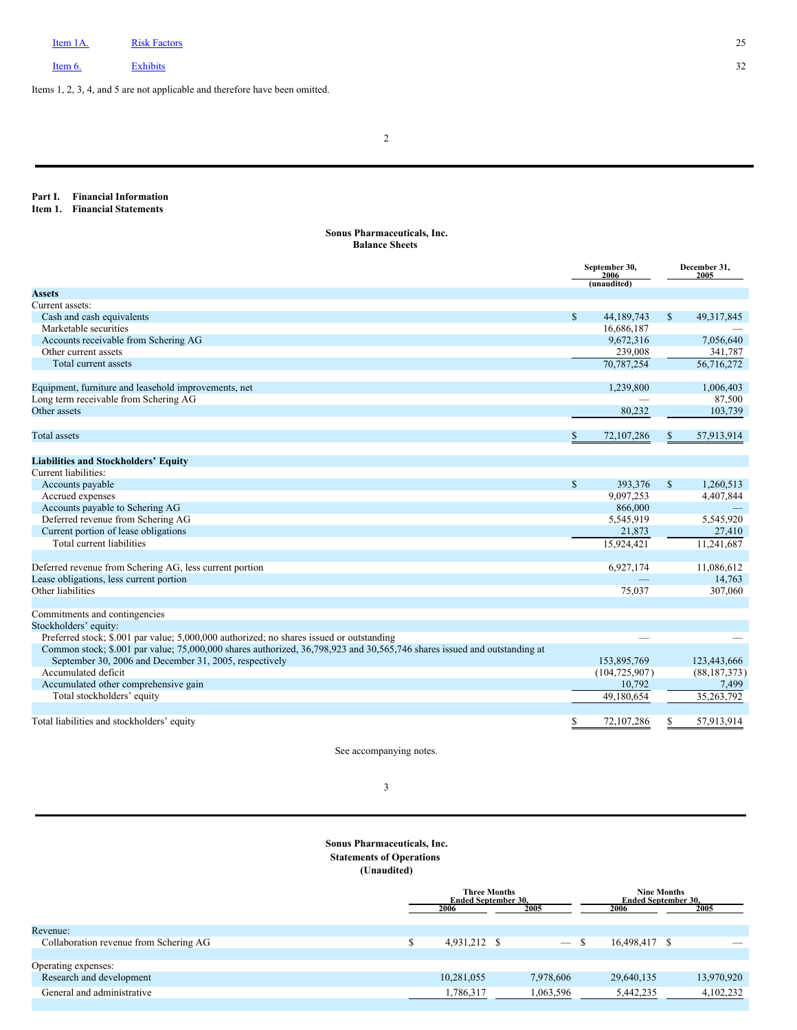| | | |
|---|---|---|
| Item 1A. | Risk Factors | 25 |
| Item 6. | Exhibits | 32 |

Items 1, 2, 3, 4, and 5 are not applicable and therefore have been omitted.

## Part I. Financial Information

## Item 1. Financial Statements

### Sonus Pharmaceuticals, Inc.
### Balance Sheets

| | September 30, 2006 (unaudited) | December 31, 2005 |
|---|---|---|
| **Assets** | | |
| Current assets: | | |
| Cash and cash equivalents | $ 44,189,743 | $ 49,317,845 |
| Marketable securities | 16,686,187 | — |
| Accounts receivable from Schering AG | 9,672,316 | 7,056,640 |
| Other current assets | 239,008 | 341,787 |
| Total current assets | 70,787,254 | 56,716,272 |
| | | |
| Equipment, furniture and leasehold improvements, net | 1,239,800 | 1,006,403 |
| Long term receivable from Schering AG | — | 87,500 |
| Other assets | 80,232 | 103,739 |
| | | |
| Total assets | $ 72,107,286 | $ 57,913,914 |
| | | |
| **Liabilities and Stockholders' Equity** | | |
| Current liabilities: | | |
| Accounts payable | $ 393,376 | $ 1,260,513 |
| Accrued expenses | 9,097,253 | 4,407,844 |
| Accounts payable to Schering AG | 866,000 | — |
| Deferred revenue from Schering AG | 5,545,919 | 5,545,920 |
| Current portion of lease obligations | 21,873 | 27,410 |
| Total current liabilities | 15,924,421 | 11,241,687 |
| | | |
| Deferred revenue from Schering AG, less current portion | 6,927,174 | 11,086,612 |
| Lease obligations, less current portion | — | 14,763 |
| Other liabilities | 75,037 | 307,060 |
| | | |
| Commitments and contingencies | | |
| Stockholders' equity: | | |
| Preferred stock; $.001 par value; 5,000,000 authorized; no shares issued or outstanding | — | — |
| Common stock; $.001 par value; 75,000,000 shares authorized, 36,798,923 and 30,565,746 shares issued and outstanding at September 30, 2006 and December 31, 2005, respectively | 153,895,769 | 123,443,666 |
| Accumulated deficit | (104,725,907) | (88,187,373) |
| Accumulated other comprehensive gain | 10,792 | 7,499 |
| Total stockholders' equity | 49,180,654 | 35,263,792 |
| | | |
| Total liabilities and stockholders' equity | $ 72,107,286 | $ 57,913,914 |

See accompanying notes.

### Sonus Pharmaceuticals, Inc.
### Statements of Operations
### (Unaudited)

| | Three Months Ended September 30, | | Nine Months Ended September 30, | |
|---|---|---|---|---|
| | 2006 | 2005 | 2006 | 2005 |
| Revenue: | | | | |
| Collaboration revenue from Schering AG | $ 4,931,212 | $ — | $ 16,498,417 | $ — |
| | | | | |
| Operating expenses: | | | | |
| Research and development | 10,281,055 | 7,978,606 | 29,640,135 | 13,970,920 |
| General and administrative | 1,786,317 | 1,063,596 | 5,442,235 | 4,102,232 |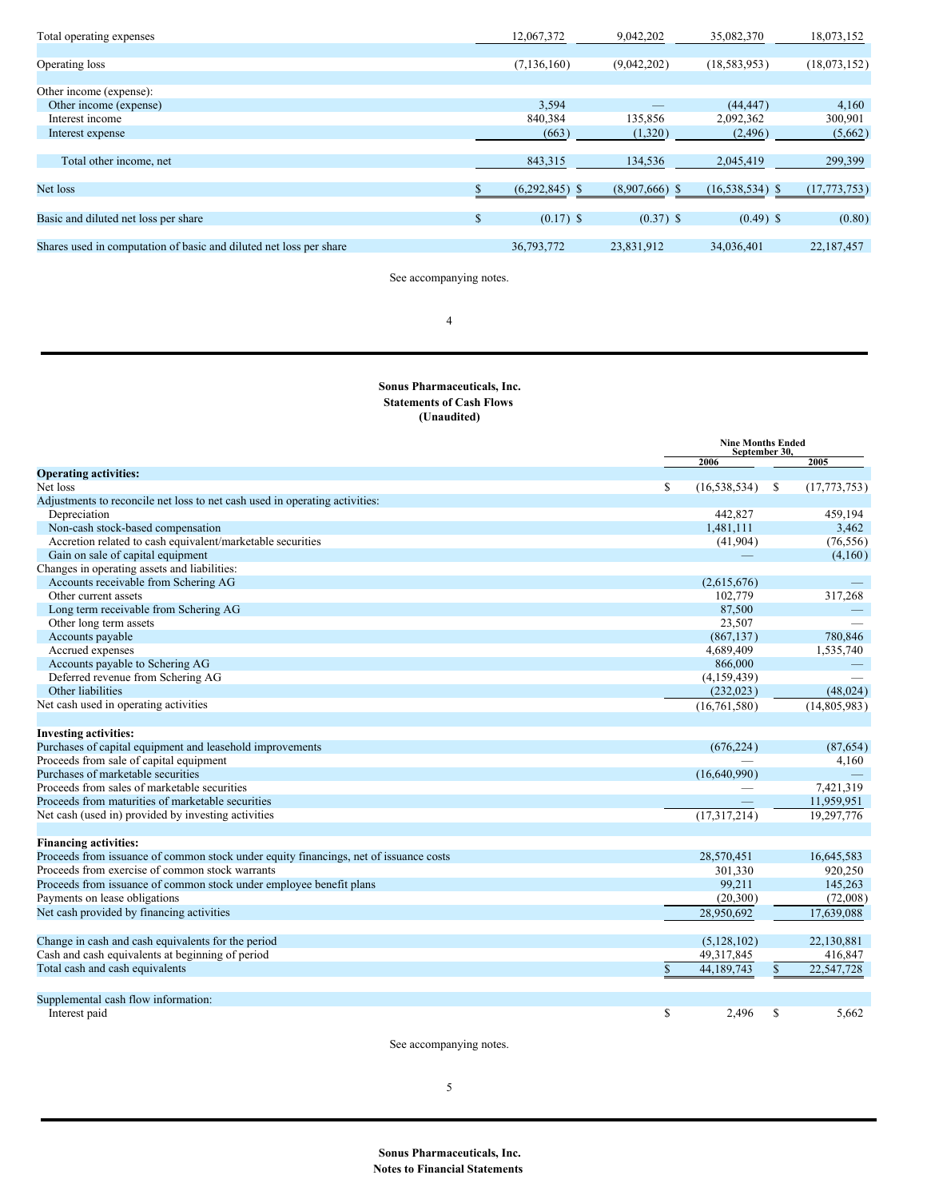| | | | | |
|---|---|---|---|---|
| Total operating expenses | 12,067,372 | 9,042,202 | 35,082,370 | 18,073,152 |
| Operating loss | (7,136,160) | (9,042,202) | (18,583,953) | (18,073,152) |
| Other income (expense): | | | | |
| Other income (expense) | 3,594 | — | (44,447) | 4,160 |
| Interest income | 840,384 | 135,856 | 2,092,362 | 300,901 |
| Interest expense | (663) | (1,320) | (2,496) | (5,662) |
| Total other income, net | 843,315 | 134,536 | 2,045,419 | 299,399 |
| Net loss | $ (6,292,845) | $ (8,907,666) | $ (16,538,534) | $ (17,773,753) |
| Basic and diluted net loss per share | $ (0.17) | $ (0.37) | $ (0.49) | $ (0.80) |
| Shares used in computation of basic and diluted net loss per share | 36,793,772 | 23,831,912 | 34,036,401 | 22,187,457 |

See accompanying notes.

**Sonus Pharmaceuticals, Inc.**
**Statements of Cash Flows**
**(Unaudited)**

| | Nine Months Ended September 30, | |
|---|---|---|
| | 2006 | 2005 |
| **Operating activities:** | | |
| Net loss | $ (16,538,534) | $ (17,773,753) |
| Adjustments to reconcile net loss to net cash used in operating activities: | | |
| Depreciation | 442,827 | 459,194 |
| Non-cash stock-based compensation | 1,481,111 | 3,462 |
| Accretion related to cash equivalent/marketable securities | (41,904) | (76,556) |
| Gain on sale of capital equipment | — | (4,160) |
| Changes in operating assets and liabilities: | | |
| Accounts receivable from Schering AG | (2,615,676) | — |
| Other current assets | 102,779 | 317,268 |
| Long term receivable from Schering AG | 87,500 | — |
| Other long term assets | 23,507 | — |
| Accounts payable | (867,137) | 780,846 |
| Accrued expenses | 4,689,409 | 1,535,740 |
| Accounts payable to Schering AG | 866,000 | — |
| Deferred revenue from Schering AG | (4,159,439) | — |
| Other liabilities | (232,023) | (48,024) |
| Net cash used in operating activities | (16,761,580) | (14,805,983) |
| **Investing activities:** | | |
| Purchases of capital equipment and leasehold improvements | (676,224) | (87,654) |
| Proceeds from sale of capital equipment | — | 4,160 |
| Purchases of marketable securities | (16,640,990) | — |
| Proceeds from sales of marketable securities | — | 7,421,319 |
| Proceeds from maturities of marketable securities | — | 11,959,951 |
| Net cash (used in) provided by investing activities | (17,317,214) | 19,297,776 |
| **Financing activities:** | | |
| Proceeds from issuance of common stock under equity financings, net of issuance costs | 28,570,451 | 16,645,583 |
| Proceeds from exercise of common stock warrants | 301,330 | 920,250 |
| Proceeds from issuance of common stock under employee benefit plans | 99,211 | 145,263 |
| Payments on lease obligations | (20,300) | (72,008) |
| Net cash provided by financing activities | 28,950,692 | 17,639,088 |
| Change in cash and cash equivalents for the period | (5,128,102) | 22,130,881 |
| Cash and cash equivalents at beginning of period | 49,317,845 | 416,847 |
| Total cash and cash equivalents | $ 44,189,743 | $ 22,547,728 |
| Supplemental cash flow information: | | |
| Interest paid | $ 2,496 | $ 5,662 |

See accompanying notes.

**Sonus Pharmaceuticals, Inc.**
**Notes to Financial Statements**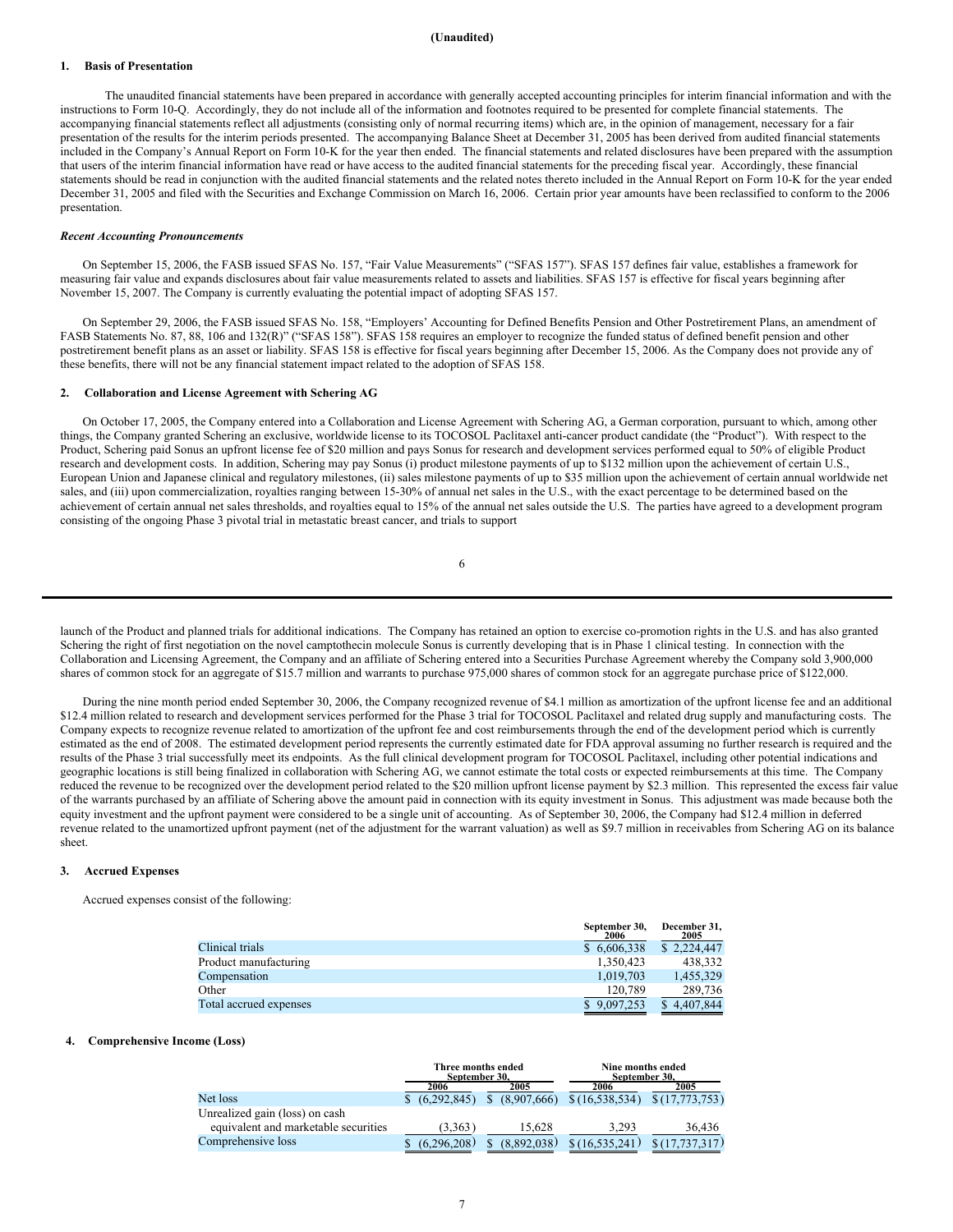**(Unaudited)**

## 1. Basis of Presentation

The unaudited financial statements have been prepared in accordance with generally accepted accounting principles for interim financial information and with the instructions to Form 10-Q. Accordingly, they do not include all of the information and footnotes required to be presented for complete financial statements. The accompanying financial statements reflect all adjustments (consisting only of normal recurring items) which are, in the opinion of management, necessary for a fair presentation of the results for the interim periods presented. The accompanying Balance Sheet at December 31, 2005 has been derived from audited financial statements included in the Company's Annual Report on Form 10-K for the year then ended. The financial statements and related disclosures have been prepared with the assumption that users of the interim financial information have read or have access to the audited financial statements for the preceding fiscal year. Accordingly, these financial statements should be read in conjunction with the audited financial statements and the related notes thereto included in the Annual Report on Form 10-K for the year ended December 31, 2005 and filed with the Securities and Exchange Commission on March 16, 2006. Certain prior year amounts have been reclassified to conform to the 2006 presentation.

### *Recent Accounting Pronouncements*

On September 15, 2006, the FASB issued SFAS No. 157, "Fair Value Measurements" ("SFAS 157"). SFAS 157 defines fair value, establishes a framework for measuring fair value and expands disclosures about fair value measurements related to assets and liabilities. SFAS 157 is effective for fiscal years beginning after November 15, 2007. The Company is currently evaluating the potential impact of adopting SFAS 157.

On September 29, 2006, the FASB issued SFAS No. 158, "Employers' Accounting for Defined Benefits Pension and Other Postretirement Plans, an amendment of FASB Statements No. 87, 88, 106 and 132(R)" ("SFAS 158"). SFAS 158 requires an employer to recognize the funded status of defined benefit pension and other postretirement benefit plans as an asset or liability. SFAS 158 is effective for fiscal years beginning after December 15, 2006. As the Company does not provide any of these benefits, there will not be any financial statement impact related to the adoption of SFAS 158.

## 2. Collaboration and License Agreement with Schering AG

On October 17, 2005, the Company entered into a Collaboration and License Agreement with Schering AG, a German corporation, pursuant to which, among other things, the Company granted Schering an exclusive, worldwide license to its TOCOSOL Paclitaxel anti-cancer product candidate (the "Product"). With respect to the Product, Schering paid Sonus an upfront license fee of $20 million and pays Sonus for research and development services performed equal to 50% of eligible Product research and development costs. In addition, Schering may pay Sonus (i) product milestone payments of up to $132 million upon the achievement of certain U.S., European Union and Japanese clinical and regulatory milestones, (ii) sales milestone payments of up to $35 million upon the achievement of certain annual worldwide net sales, and (iii) upon commercialization, royalties ranging between 15-30% of annual net sales in the U.S., with the exact percentage to be determined based on the achievement of certain annual net sales thresholds, and royalties equal to 15% of the annual net sales outside the U.S. The parties have agreed to a development program consisting of the ongoing Phase 3 pivotal trial in metastatic breast cancer, and trials to support launch of the Product and planned trials for additional indications. The Company has retained an option to exercise co-promotion rights in the U.S. and has also granted Schering the right of first negotiation on the novel camptothecin molecule Sonus is currently developing that is in Phase 1 clinical testing. In connection with the Collaboration and Licensing Agreement, the Company and an affiliate of Schering entered into a Securities Purchase Agreement whereby the Company sold 3,900,000 shares of common stock for an aggregate of $15.7 million and warrants to purchase 975,000 shares of common stock for an aggregate purchase price of $122,000.

During the nine month period ended September 30, 2006, the Company recognized revenue of $4.1 million as amortization of the upfront license fee and an additional $12.4 million related to research and development services performed for the Phase 3 trial for TOCOSOL Paclitaxel and related drug supply and manufacturing costs. The Company expects to recognize revenue related to amortization of the upfront fee and cost reimbursements through the end of the development period which is currently estimated as the end of 2008. The estimated development period represents the currently estimated date for FDA approval assuming no further research is required and the results of the Phase 3 trial successfully meet its endpoints. As the full clinical development program for TOCOSOL Paclitaxel, including other potential indications and geographic locations is still being finalized in collaboration with Schering AG, we cannot estimate the total costs or expected reimbursements at this time. The Company reduced the revenue to be recognized over the development period related to the $20 million upfront license payment by $2.3 million. This represented the excess fair value of the warrants purchased by an affiliate of Schering above the amount paid in connection with its equity investment in Sonus. This adjustment was made because both the equity investment and the upfront payment were considered to be a single unit of accounting. As of September 30, 2006, the Company had $12.4 million in deferred revenue related to the unamortized upfront payment (net of the adjustment for the warrant valuation) as well as $9.7 million in receivables from Schering AG on its balance sheet.

## 3. Accrued Expenses

Accrued expenses consist of the following:

| | September 30, 2006 | December 31, 2005 |
|---|---|---|
| Clinical trials | $ 6,606,338 | $ 2,224,447 |
| Product manufacturing | 1,350,423 | 438,332 |
| Compensation | 1,019,703 | 1,455,329 |
| Other | 120,789 | 289,736 |
| Total accrued expenses | $ 9,097,253 | $ 4,407,844 |

## 4. Comprehensive Income (Loss)

| | Three months ended September 30, | | Nine months ended September 30, | |
|---|---|---|---|---|
| | 2006 | 2005 | 2006 | 2005 |
| Net loss | $ (6,292,845) | $ (8,907,666) | $ (16,538,534) | $ (17,773,753) |
| Unrealized gain (loss) on cash equivalent and marketable securities | (3,363) | 15,628 | 3,293 | 36,436 |
| Comprehensive loss | $ (6,296,208) | $ (8,892,038) | $ (16,535,241) | $ (17,737,317) |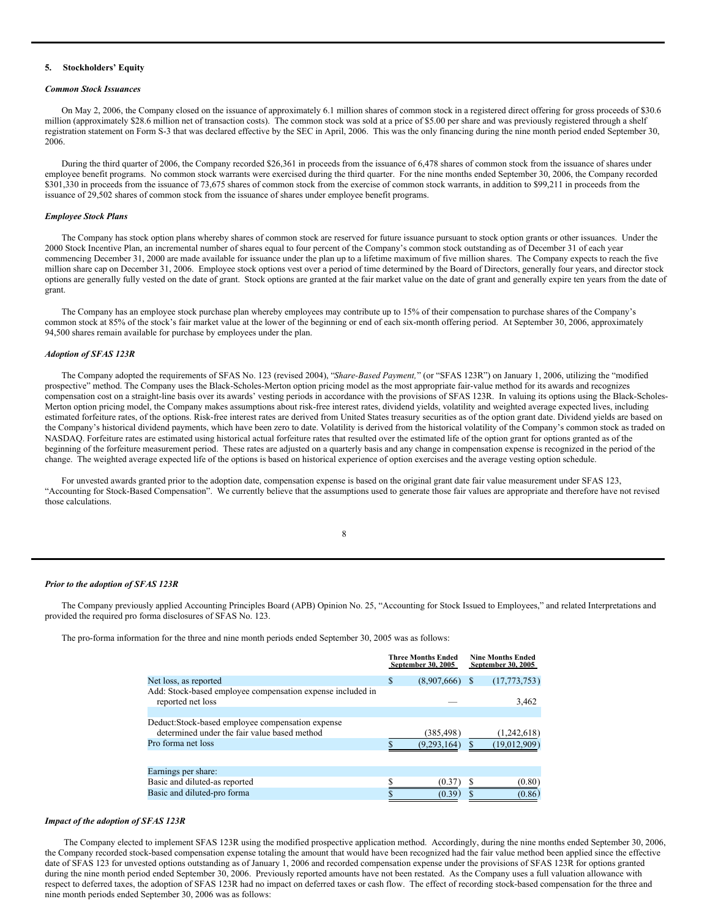## 5. Stockholders' Equity

### *Common Stock Issuances*

On May 2, 2006, the Company closed on the issuance of approximately 6.1 million shares of common stock in a registered direct offering for gross proceeds of $30.6 million (approximately $28.6 million net of transaction costs). The common stock was sold at a price of $5.00 per share and was previously registered through a shelf registration statement on Form S-3 that was declared effective by the SEC in April, 2006. This was the only financing during the nine month period ended September 30, 2006.

During the third quarter of 2006, the Company recorded $26,361 in proceeds from the issuance of 6,478 shares of common stock from the issuance of shares under employee benefit programs. No common stock warrants were exercised during the third quarter. For the nine months ended September 30, 2006, the Company recorded $301,330 in proceeds from the issuance of 73,675 shares of common stock from the exercise of common stock warrants, in addition to $99,211 in proceeds from the issuance of 29,502 shares of common stock from the issuance of shares under employee benefit programs.

### *Employee Stock Plans*

The Company has stock option plans whereby shares of common stock are reserved for future issuance pursuant to stock option grants or other issuances. Under the 2000 Stock Incentive Plan, an incremental number of shares equal to four percent of the Company's common stock outstanding as of December 31 of each year commencing December 31, 2000 are made available for issuance under the plan up to a lifetime maximum of five million shares. The Company expects to reach the five million share cap on December 31, 2006. Employee stock options vest over a period of time determined by the Board of Directors, generally four years, and director stock options are generally fully vested on the date of grant. Stock options are granted at the fair market value on the date of grant and generally expire ten years from the date of grant.

The Company has an employee stock purchase plan whereby employees may contribute up to 15% of their compensation to purchase shares of the Company's common stock at 85% of the stock's fair market value at the lower of the beginning or end of each six-month offering period. At September 30, 2006, approximately 94,500 shares remain available for purchase by employees under the plan.

### *Adoption of SFAS 123R*

The Company adopted the requirements of SFAS No. 123 (revised 2004), "*Share-Based Payment,*" (or "SFAS 123R") on January 1, 2006, utilizing the "modified prospective" method. The Company uses the Black-Scholes-Merton option pricing model as the most appropriate fair-value method for its awards and recognizes compensation cost on a straight-line basis over its awards' vesting periods in accordance with the provisions of SFAS 123R. In valuing its options using the Black-Scholes-Merton option pricing model, the Company makes assumptions about risk-free interest rates, dividend yields, volatility and weighted average expected lives, including estimated forfeiture rates, of the options. Risk-free interest rates are derived from United States treasury securities as of the option grant date. Dividend yields are based on the Company's historical dividend payments, which have been zero to date. Volatility is derived from the historical volatility of the Company's common stock as traded on NASDAQ. Forfeiture rates are estimated using historical actual forfeiture rates that resulted over the estimated life of the option grant for options granted as of the beginning of the forfeiture measurement period. These rates are adjusted on a quarterly basis and any change in compensation expense is recognized in the period of the change. The weighted average expected life of the options is based on historical experience of option exercises and the average vesting option schedule.

For unvested awards granted prior to the adoption date, compensation expense is based on the original grant date fair value measurement under SFAS 123, "Accounting for Stock-Based Compensation". We currently believe that the assumptions used to generate those fair values are appropriate and therefore have not revised those calculations.

### *Prior to the adoption of SFAS 123R*

The Company previously applied Accounting Principles Board (APB) Opinion No. 25, "Accounting for Stock Issued to Employees," and related Interpretations and provided the required pro forma disclosures of SFAS No. 123.

The pro-forma information for the three and nine month periods ended September 30, 2005 was as follows:

| | Three Months Ended September 30, 2005 | Nine Months Ended September 30, 2005 |
|---|---|---|
| Net loss, as reported | $ (8,907,666) | $ (17,773,753) |
| Add: Stock-based employee compensation expense included in reported net loss | — | 3,462 |
| Deduct:Stock-based employee compensation expense determined under the fair value based method | (385,498) | (1,242,618) |
| Pro forma net loss | $ (9,293,164) | $ (19,012,909) |
| Earnings per share: | | |
| Basic and diluted-as reported | $ (0.37) | $ (0.80) |
| Basic and diluted-pro forma | $ (0.39) | $ (0.86) |

### *Impact of the adoption of SFAS 123R*

The Company elected to implement SFAS 123R using the modified prospective application method. Accordingly, during the nine months ended September 30, 2006, the Company recorded stock-based compensation expense totaling the amount that would have been recognized had the fair value method been applied since the effective date of SFAS 123 for unvested options outstanding as of January 1, 2006 and recorded compensation expense under the provisions of SFAS 123R for options granted during the nine month period ended September 30, 2006. Previously reported amounts have not been restated. As the Company uses a full valuation allowance with respect to deferred taxes, the adoption of SFAS 123R had no impact on deferred taxes or cash flow. The effect of recording stock-based compensation for the three and nine month periods ended September 30, 2006 was as follows: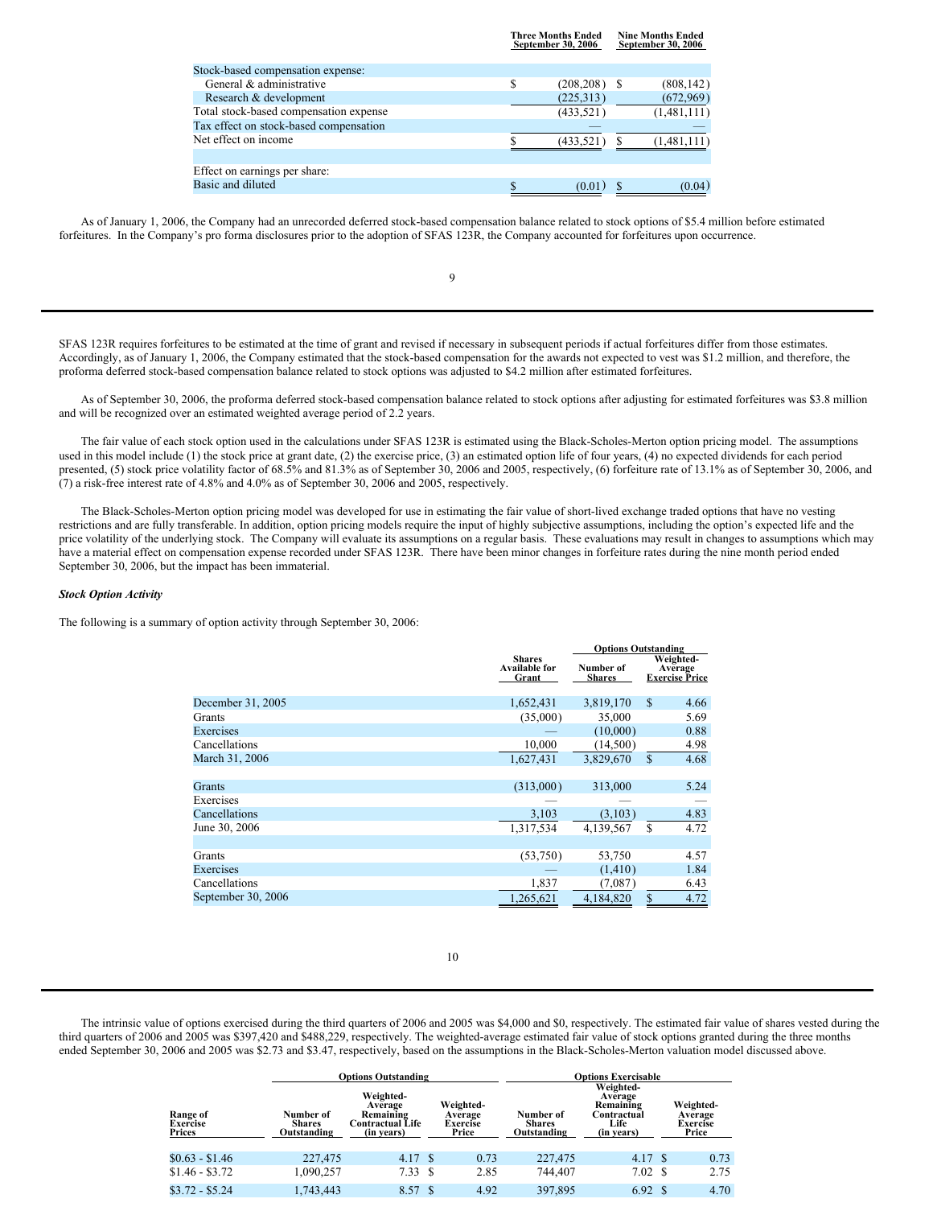| | Three Months Ended September 30, 2006 | Nine Months Ended September 30, 2006 |
|---|---|---|
| Stock-based compensation expense: | | |
| General & administrative | $ (208,208) | $ (808,142) |
| Research & development | (225,313) | (672,969) |
| Total stock-based compensation expense | (433,521) | (1,481,111) |
| Tax effect on stock-based compensation | — | — |
| Net effect on income | $ (433,521) | $ (1,481,111) |
| | | |
| Effect on earnings per share: | | |
| Basic and diluted | $ (0.01) | $ (0.04) |

As of January 1, 2006, the Company had an unrecorded deferred stock-based compensation balance related to stock options of $5.4 million before estimated forfeitures. In the Company's pro forma disclosures prior to the adoption of SFAS 123R, the Company accounted for forfeitures upon occurrence.

SFAS 123R requires forfeitures to be estimated at the time of grant and revised if necessary in subsequent periods if actual forfeitures differ from those estimates. Accordingly, as of January 1, 2006, the Company estimated that the stock-based compensation for the awards not expected to vest was $1.2 million, and therefore, the proforma deferred stock-based compensation balance related to stock options was adjusted to $4.2 million after estimated forfeitures.

As of September 30, 2006, the proforma deferred stock-based compensation balance related to stock options after adjusting for estimated forfeitures was $3.8 million and will be recognized over an estimated weighted average period of 2.2 years.

The fair value of each stock option used in the calculations under SFAS 123R is estimated using the Black-Scholes-Merton option pricing model. The assumptions used in this model include (1) the stock price at grant date, (2) the exercise price, (3) an estimated option life of four years, (4) no expected dividends for each period presented, (5) stock price volatility factor of 68.5% and 81.3% as of September 30, 2006 and 2005, respectively, (6) forfeiture rate of 13.1% as of September 30, 2006, and (7) a risk-free interest rate of 4.8% and 4.0% as of September 30, 2006 and 2005, respectively.

The Black-Scholes-Merton option pricing model was developed for use in estimating the fair value of short-lived exchange traded options that have no vesting restrictions and are fully transferable. In addition, option pricing models require the input of highly subjective assumptions, including the option's expected life and the price volatility of the underlying stock. The Company will evaluate its assumptions on a regular basis. These evaluations may result in changes to assumptions which may have a material effect on compensation expense recorded under SFAS 123R. There have been minor changes in forfeiture rates during the nine month period ended September 30, 2006, but the impact has been immaterial.

***Stock Option Activity***

The following is a summary of option activity through September 30, 2006:

| | Shares Available for Grant | Options Outstanding | |
|---|---|---|---|
| | | Number of Shares | Weighted-Average Exercise Price |
| December 31, 2005 | 1,652,431 | 3,819,170 | $ 4.66 |
| Grants | (35,000) | 35,000 | 5.69 |
| Exercises | — | (10,000) | 0.88 |
| Cancellations | 10,000 | (14,500) | 4.98 |
| March 31, 2006 | 1,627,431 | 3,829,670 | $ 4.68 |
| | | | |
| Grants | (313,000) | 313,000 | 5.24 |
| Exercises | — | — | — |
| Cancellations | 3,103 | (3,103) | 4.83 |
| June 30, 2006 | 1,317,534 | 4,139,567 | $ 4.72 |
| | | | |
| Grants | (53,750) | 53,750 | 4.57 |
| Exercises | — | (1,410) | 1.84 |
| Cancellations | 1,837 | (7,087) | 6.43 |
| September 30, 2006 | 1,265,621 | 4,184,820 | $ 4.72 |

The intrinsic value of options exercised during the third quarters of 2006 and 2005 was $4,000 and $0, respectively. The estimated fair value of shares vested during the third quarters of 2006 and 2005 was $397,420 and $488,229, respectively. The weighted-average estimated fair value of stock options granted during the three months ended September 30, 2006 and 2005 was $2.73 and $3.47, respectively, based on the assumptions in the Black-Scholes-Merton valuation model discussed above.

| | Options Outstanding | | | Options Exercisable | | |
|---|---|---|---|---|---|---|
| Range of Exercise Prices | Number of Shares Outstanding | Weighted-Average Remaining Contractual Life (in years) | Weighted-Average Exercise Price | Number of Shares Outstanding | Weighted-Average Remaining Contractual Life (in years) | Weighted-Average Exercise Price |
| $0.63 - $1.46 | 227,475 | 4.17 | $ 0.73 | 227,475 | 4.17 | $ 0.73 |
| $1.46 - $3.72 | 1,090,257 | 7.33 | $ 2.85 | 744,407 | 7.02 | $ 2.75 |
| $3.72 - $5.24 | 1,743,443 | 8.57 | $ 4.92 | 397,895 | 6.92 | $ 4.70 |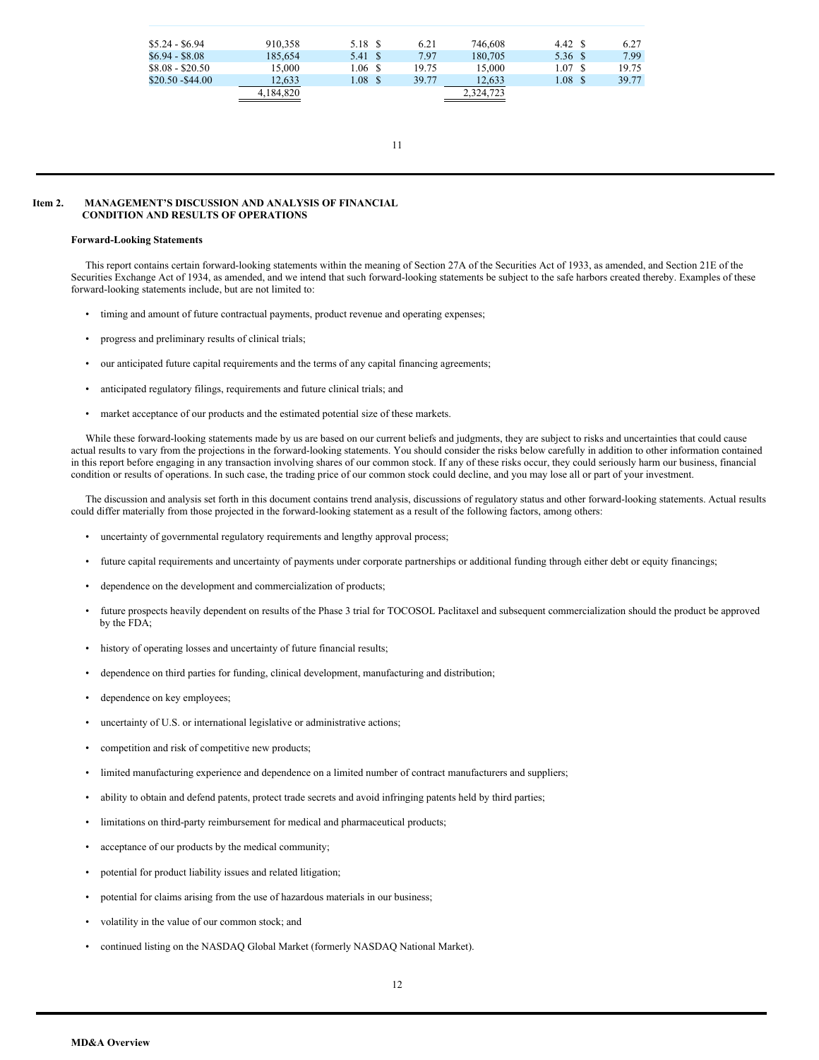| | | | | | | |
|---|---|---|---|---|---|---|
| $5.24 - $6.94 | 910,358 | 5.18 | $ 6.21 | 746,608 | 4.42 | $ 6.27 |
| $6.94 - $8.08 | 185,654 | 5.41 | $ 7.97 | 180,705 | 5.36 | $ 7.99 |
| $8.08 - $20.50 | 15,000 | 1.06 | $ 19.75 | 15,000 | 1.07 | $ 19.75 |
| $20.50 -$44.00 | 12,633 | 1.08 | $ 39.77 | 12,633 | 1.08 | $ 39.77 |
| | 4,184,820 | | | 2,324,723 | | |

## Item 2. MANAGEMENT'S DISCUSSION AND ANALYSIS OF FINANCIAL CONDITION AND RESULTS OF OPERATIONS

**Forward-Looking Statements**

This report contains certain forward-looking statements within the meaning of Section 27A of the Securities Act of 1933, as amended, and Section 21E of the Securities Exchange Act of 1934, as amended, and we intend that such forward-looking statements be subject to the safe harbors created thereby. Examples of these forward-looking statements include, but are not limited to:

- timing and amount of future contractual payments, product revenue and operating expenses;
- progress and preliminary results of clinical trials;
- our anticipated future capital requirements and the terms of any capital financing agreements;
- anticipated regulatory filings, requirements and future clinical trials; and
- market acceptance of our products and the estimated potential size of these markets.

While these forward-looking statements made by us are based on our current beliefs and judgments, they are subject to risks and uncertainties that could cause actual results to vary from the projections in the forward-looking statements. You should consider the risks below carefully in addition to other information contained in this report before engaging in any transaction involving shares of our common stock. If any of these risks occur, they could seriously harm our business, financial condition or results of operations. In such case, the trading price of our common stock could decline, and you may lose all or part of your investment.

The discussion and analysis set forth in this document contains trend analysis, discussions of regulatory status and other forward-looking statements. Actual results could differ materially from those projected in the forward-looking statement as a result of the following factors, among others:

- uncertainty of governmental regulatory requirements and lengthy approval process;
- future capital requirements and uncertainty of payments under corporate partnerships or additional funding through either debt or equity financings;
- dependence on the development and commercialization of products;
- future prospects heavily dependent on results of the Phase 3 trial for TOCOSOL Paclitaxel and subsequent commercialization should the product be approved by the FDA;
- history of operating losses and uncertainty of future financial results;
- dependence on third parties for funding, clinical development, manufacturing and distribution;
- dependence on key employees;
- uncertainty of U.S. or international legislative or administrative actions;
- competition and risk of competitive new products;
- limited manufacturing experience and dependence on a limited number of contract manufacturers and suppliers;
- ability to obtain and defend patents, protect trade secrets and avoid infringing patents held by third parties;
- limitations on third-party reimbursement for medical and pharmaceutical products;
- acceptance of our products by the medical community;
- potential for product liability issues and related litigation;
- potential for claims arising from the use of hazardous materials in our business;
- volatility in the value of our common stock; and
- continued listing on the NASDAQ Global Market (formerly NASDAQ National Market).

**MD&A Overview**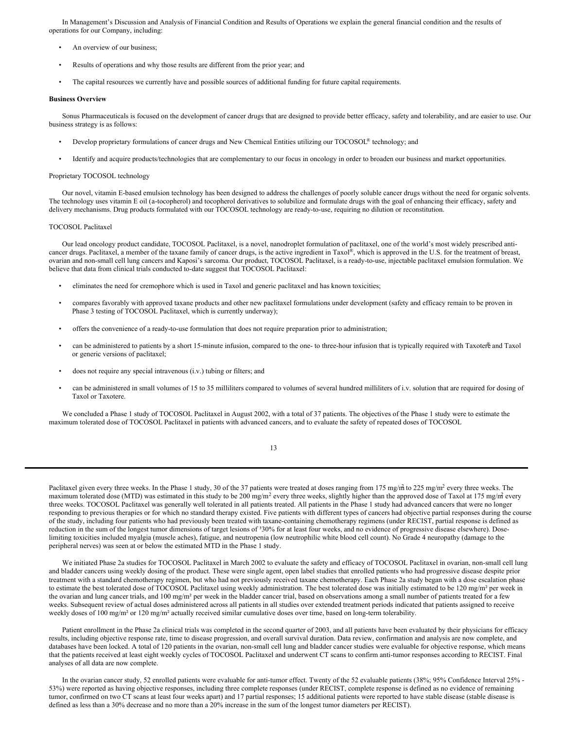In Management's Discussion and Analysis of Financial Condition and Results of Operations we explain the general financial condition and the results of operations for our Company, including:

- An overview of our business;
- Results of operations and why those results are different from the prior year; and
- The capital resources we currently have and possible sources of additional funding for future capital requirements.

**Business Overview**

Sonus Pharmaceuticals is focused on the development of cancer drugs that are designed to provide better efficacy, safety and tolerability, and are easier to use. Our business strategy is as follows:

- Develop proprietary formulations of cancer drugs and New Chemical Entities utilizing our TOCOSOL® technology; and
- Identify and acquire products/technologies that are complementary to our focus in oncology in order to broaden our business and market opportunities.

Proprietary TOCOSOL technology

Our novel, vitamin E-based emulsion technology has been designed to address the challenges of poorly soluble cancer drugs without the need for organic solvents. The technology uses vitamin E oil (a-tocopherol) and tocopherol derivatives to solubilize and formulate drugs with the goal of enhancing their efficacy, safety and delivery mechanisms. Drug products formulated with our TOCOSOL technology are ready-to-use, requiring no dilution or reconstitution.

TOCOSOL Paclitaxel

Our lead oncology product candidate, TOCOSOL Paclitaxel, is a novel, nanodroplet formulation of paclitaxel, one of the world's most widely prescribed anti-cancer drugs. Paclitaxel, a member of the taxane family of cancer drugs, is the active ingredient in Taxol®, which is approved in the U.S. for the treatment of breast, ovarian and non-small cell lung cancers and Kaposi's sarcoma. Our product, TOCOSOL Paclitaxel, is a ready-to-use, injectable paclitaxel emulsion formulation. We believe that data from clinical trials conducted to-date suggest that TOCOSOL Paclitaxel:

- eliminates the need for cremophore which is used in Taxol and generic paclitaxel and has known toxicities;
- compares favorably with approved taxane products and other new paclitaxel formulations under development (safety and efficacy remain to be proven in Phase 3 testing of TOCOSOL Paclitaxel, which is currently underway);
- offers the convenience of a ready-to-use formulation that does not require preparation prior to administration;
- can be administered to patients by a short 15-minute infusion, compared to the one- to three-hour infusion that is typically required with Taxotere® and Taxol or generic versions of paclitaxel;
- does not require any special intravenous (i.v.) tubing or filters; and
- can be administered in small volumes of 15 to 35 milliliters compared to volumes of several hundred milliliters of i.v. solution that are required for dosing of Taxol or Taxotere.

We concluded a Phase 1 study of TOCOSOL Paclitaxel in August 2002, with a total of 37 patients. The objectives of the Phase 1 study were to estimate the maximum tolerated dose of TOCOSOL Paclitaxel in patients with advanced cancers, and to evaluate the safety of repeated doses of TOCOSOL Paclitaxel given every three weeks. In the Phase 1 study, 30 of the 37 patients were treated at doses ranging from 175 $mg/m^2$ to 225 $mg/m^2$ every three weeks. The maximum tolerated dose (MTD) was estimated in this study to be 200 $mg/m^2$ every three weeks, slightly higher than the approved dose of Taxol at 175 $mg/m^2$ every three weeks. TOCOSOL Paclitaxel was generally well tolerated in all patients treated. All patients in the Phase 1 study had advanced cancers that were no longer responding to previous therapies or for which no standard therapy existed. Five patients with different types of cancers had objective partial responses during the course of the study, including four patients who had previously been treated with taxane-containing chemotherapy regimens (under RECIST, partial response is defined as reduction in the sum of the longest tumor dimensions of target lesions of ³30% for at least four weeks, and no evidence of progressive disease elsewhere). Dose-limiting toxicities included myalgia (muscle aches), fatigue, and neutropenia (low neutrophilic white blood cell count). No Grade 4 neuropathy (damage to the peripheral nerves) was seen at or below the estimated MTD in the Phase 1 study.

We initiated Phase 2a studies for TOCOSOL Paclitaxel in March 2002 to evaluate the safety and efficacy of TOCOSOL Paclitaxel in ovarian, non-small cell lung and bladder cancers using weekly dosing of the product. These were single agent, open label studies that enrolled patients who had progressive disease despite prior treatment with a standard chemotherapy regimen, but who had not previously received taxane chemotherapy. Each Phase 2a study began with a dose escalation phase to estimate the best tolerated dose of TOCOSOL Paclitaxel using weekly administration. The best tolerated dose was initially estimated to be 120 $mg/m^2$ per week in the ovarian and lung cancer trials, and 100 $mg/m^2$ per week in the bladder cancer trial, based on observations among a small number of patients treated for a few weeks. Subsequent review of actual doses administered across all patients in all studies over extended treatment periods indicated that patients assigned to receive weekly doses of 100 $mg/m^2$ or 120 $mg/m^2$ actually received similar cumulative doses over time, based on long-term tolerability.

Patient enrollment in the Phase 2a clinical trials was completed in the second quarter of 2003, and all patients have been evaluated by their physicians for efficacy results, including objective response rate, time to disease progression, and overall survival duration. Data review, confirmation and analysis are now complete, and databases have been locked. A total of 120 patients in the ovarian, non-small cell lung and bladder cancer studies were evaluable for objective response, which means that the patients received at least eight weekly cycles of TOCOSOL Paclitaxel and underwent CT scans to confirm anti-tumor responses according to RECIST. Final analyses of all data are now complete.

In the ovarian cancer study, 52 enrolled patients were evaluable for anti-tumor effect. Twenty of the 52 evaluable patients (38%; 95% Confidence Interval 25% - 53%) were reported as having objective responses, including three complete responses (under RECIST, complete response is defined as no evidence of remaining tumor, confirmed on two CT scans at least four weeks apart) and 17 partial responses; 15 additional patients were reported to have stable disease (stable disease is defined as less than a 30% decrease and no more than a 20% increase in the sum of the longest tumor diameters per RECIST).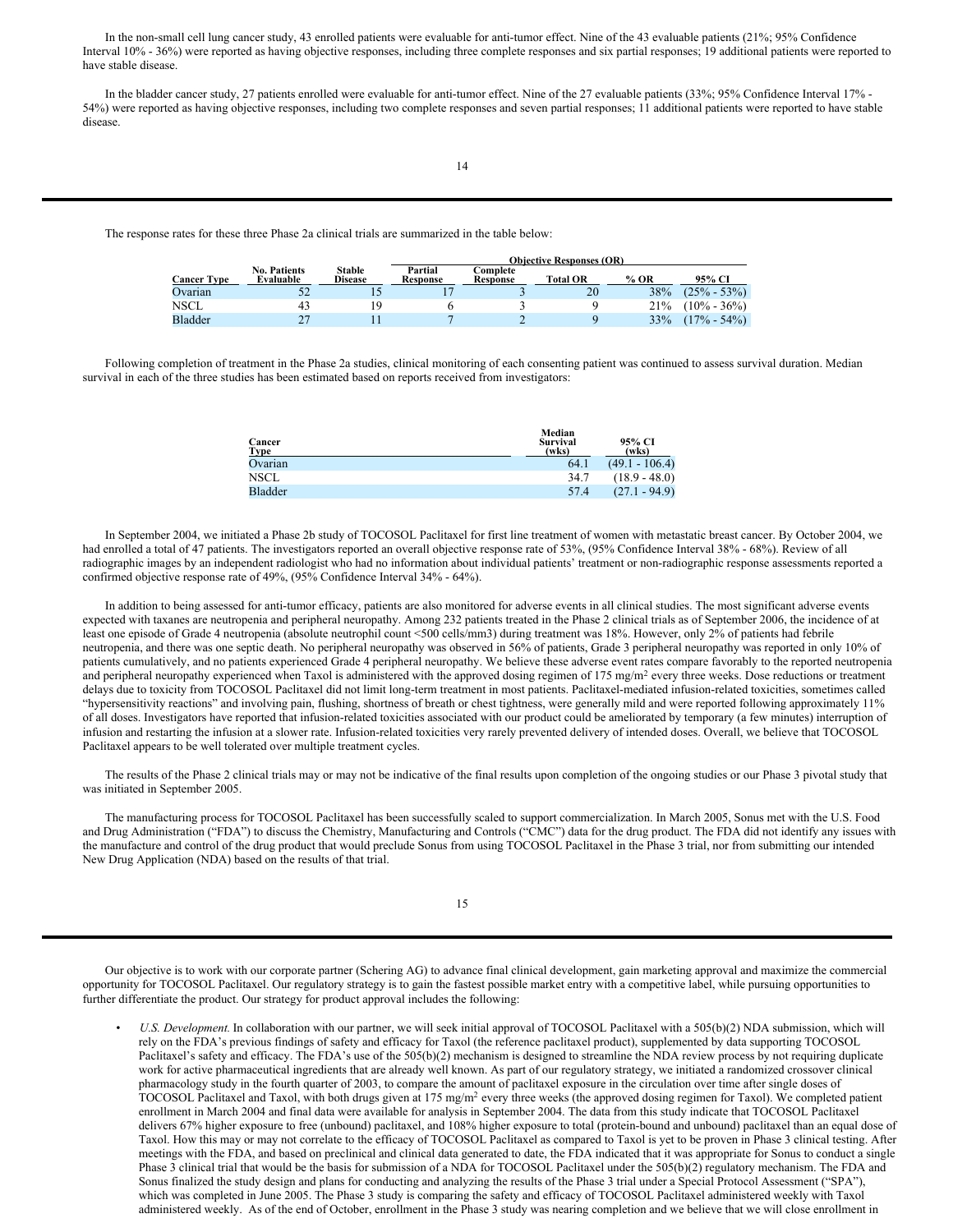In the non-small cell lung cancer study, 43 enrolled patients were evaluable for anti-tumor effect. Nine of the 43 evaluable patients (21%; 95% Confidence Interval 10% - 36%) were reported as having objective responses, including three complete responses and six partial responses; 19 additional patients were reported to have stable disease.

In the bladder cancer study, 27 patients enrolled were evaluable for anti-tumor effect. Nine of the 27 evaluable patients (33%; 95% Confidence Interval 17% - 54%) were reported as having objective responses, including two complete responses and seven partial responses; 11 additional patients were reported to have stable disease.

The response rates for these three Phase 2a clinical trials are summarized in the table below:

| | | | Objective Responses (OR) | | | | |
|---|---|---|---|---|---|---|---|
| Cancer Type | No. Patients Evaluable | Stable Disease | Partial Response | Complete Response | Total OR | % OR | 95% CI |
| Ovarian | 52 | 15 | 17 | 3 | 20 | 38% | (25% - 53%) |
| NSCL | 43 | 19 | 6 | 3 | 9 | 21% | (10% - 36%) |
| Bladder | 27 | 11 | 7 | 2 | 9 | 33% | (17% - 54%) |

Following completion of treatment in the Phase 2a studies, clinical monitoring of each consenting patient was continued to assess survival duration. Median survival in each of the three studies has been estimated based on reports received from investigators:

| Cancer Type | Median Survival (wks) | 95% CI (wks) |
|---|---|---|
| Ovarian | 64.1 | (49.1 - 106.4) |
| NSCL | 34.7 | (18.9 - 48.0) |
| Bladder | 57.4 | (27.1 - 94.9) |

In September 2004, we initiated a Phase 2b study of TOCOSOL Paclitaxel for first line treatment of women with metastatic breast cancer. By October 2004, we had enrolled a total of 47 patients. The investigators reported an overall objective response rate of 53%, (95% Confidence Interval 38% - 68%). Review of all radiographic images by an independent radiologist who had no information about individual patients' treatment or non-radiographic response assessments reported a confirmed objective response rate of 49%, (95% Confidence Interval 34% - 64%).

In addition to being assessed for anti-tumor efficacy, patients are also monitored for adverse events in all clinical studies. The most significant adverse events expected with taxanes are neutropenia and peripheral neuropathy. Among 232 patients treated in the Phase 2 clinical trials as of September 2006, the incidence of at least one episode of Grade 4 neutropenia (absolute neutrophil count <500 cells/mm3) during treatment was 18%. However, only 2% of patients had febrile neutropenia, and there was one septic death. No peripheral neuropathy was observed in 56% of patients, Grade 3 peripheral neuropathy was reported in only 10% of patients cumulatively, and no patients experienced Grade 4 peripheral neuropathy. We believe these adverse event rates compare favorably to the reported neutropenia and peripheral neuropathy experienced when Taxol is administered with the approved dosing regimen of 175 mg/m$^2$ every three weeks. Dose reductions or treatment delays due to toxicity from TOCOSOL Paclitaxel did not limit long-term treatment in most patients. Paclitaxel-mediated infusion-related toxicities, sometimes called "hypersensitivity reactions" and involving pain, flushing, shortness of breath or chest tightness, were generally mild and were reported following approximately 11% of all doses. Investigators have reported that infusion-related toxicities associated with our product could be ameliorated by temporary (a few minutes) interruption of infusion and restarting the infusion at a slower rate. Infusion-related toxicities very rarely prevented delivery of intended doses. Overall, we believe that TOCOSOL Paclitaxel appears to be well tolerated over multiple treatment cycles.

The results of the Phase 2 clinical trials may or may not be indicative of the final results upon completion of the ongoing studies or our Phase 3 pivotal study that was initiated in September 2005.

The manufacturing process for TOCOSOL Paclitaxel has been successfully scaled to support commercialization. In March 2005, Sonus met with the U.S. Food and Drug Administration ("FDA") to discuss the Chemistry, Manufacturing and Controls ("CMC") data for the drug product. The FDA did not identify any issues with the manufacture and control of the drug product that would preclude Sonus from using TOCOSOL Paclitaxel in the Phase 3 trial, nor from submitting our intended New Drug Application (NDA) based on the results of that trial.

Our objective is to work with our corporate partner (Schering AG) to advance final clinical development, gain marketing approval and maximize the commercial opportunity for TOCOSOL Paclitaxel. Our regulatory strategy is to gain the fastest possible market entry with a competitive label, while pursuing opportunities to further differentiate the product. Our strategy for product approval includes the following:

- *U.S. Development.* In collaboration with our partner, we will seek initial approval of TOCOSOL Paclitaxel with a 505(b)(2) NDA submission, which will rely on the FDA's previous findings of safety and efficacy for Taxol (the reference paclitaxel product), supplemented by data supporting TOCOSOL Paclitaxel's safety and efficacy. The FDA's use of the 505(b)(2) mechanism is designed to streamline the NDA review process by not requiring duplicate work for active pharmaceutical ingredients that are already well known. As part of our regulatory strategy, we initiated a randomized crossover clinical pharmacology study in the fourth quarter of 2003, to compare the amount of paclitaxel exposure in the circulation over time after single doses of TOCOSOL Paclitaxel and Taxol, with both drugs given at 175 mg/m$^2$ every three weeks (the approved dosing regimen for Taxol). We completed patient enrollment in March 2004 and final data were available for analysis in September 2004. The data from this study indicate that TOCOSOL Paclitaxel delivers 67% higher exposure to free (unbound) paclitaxel, and 108% higher exposure to total (protein-bound and unbound) paclitaxel than an equal dose of Taxol. How this may or may not correlate to the efficacy of TOCOSOL Paclitaxel as compared to Taxol is yet to be proven in Phase 3 clinical testing. After meetings with the FDA, and based on preclinical and clinical data generated to date, the FDA indicated that it was appropriate for Sonus to conduct a single Phase 3 clinical trial that would be the basis for submission of a NDA for TOCOSOL Paclitaxel under the 505(b)(2) regulatory mechanism. The FDA and Sonus finalized the study design and plans for conducting and analyzing the results of the Phase 3 trial under a Special Protocol Assessment ("SPA"), which was completed in June 2005. The Phase 3 study is comparing the safety and efficacy of TOCOSOL Paclitaxel administered weekly with Taxol administered weekly. As of the end of October, enrollment in the Phase 3 study was nearing completion and we believe that we will close enrollment in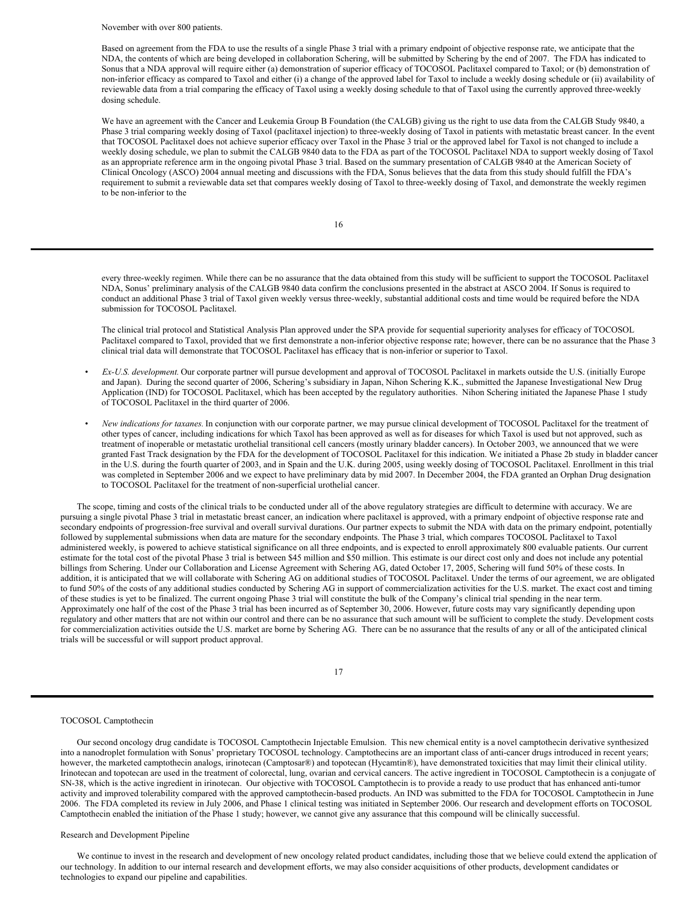November with over 800 patients.

Based on agreement from the FDA to use the results of a single Phase 3 trial with a primary endpoint of objective response rate, we anticipate that the NDA, the contents of which are being developed in collaboration Schering, will be submitted by Schering by the end of 2007. The FDA has indicated to Sonus that a NDA approval will require either (a) demonstration of superior efficacy of TOCOSOL Paclitaxel compared to Taxol; or (b) demonstration of non-inferior efficacy as compared to Taxol and either (i) a change of the approved label for Taxol to include a weekly dosing schedule or (ii) availability of reviewable data from a trial comparing the efficacy of Taxol using a weekly dosing schedule to that of Taxol using the currently approved three-weekly dosing schedule.

We have an agreement with the Cancer and Leukemia Group B Foundation (the CALGB) giving us the right to use data from the CALGB Study 9840, a Phase 3 trial comparing weekly dosing of Taxol (paclitaxel injection) to three-weekly dosing of Taxol in patients with metastatic breast cancer. In the event that TOCOSOL Paclitaxel does not achieve superior efficacy over Taxol in the Phase 3 trial or the approved label for Taxol is not changed to include a weekly dosing schedule, we plan to submit the CALGB 9840 data to the FDA as part of the TOCOSOL Paclitaxel NDA to support weekly dosing of Taxol as an appropriate reference arm in the ongoing pivotal Phase 3 trial. Based on the summary presentation of CALGB 9840 at the American Society of Clinical Oncology (ASCO) 2004 annual meeting and discussions with the FDA, Sonus believes that the data from this study should fulfill the FDA's requirement to submit a reviewable data set that compares weekly dosing of Taxol to three-weekly dosing of Taxol, and demonstrate the weekly regimen to be non-inferior to the every three-weekly regimen. While there can be no assurance that the data obtained from this study will be sufficient to support the TOCOSOL Paclitaxel NDA, Sonus' preliminary analysis of the CALGB 9840 data confirm the conclusions presented in the abstract at ASCO 2004. If Sonus is required to conduct an additional Phase 3 trial of Taxol given weekly versus three-weekly, substantial additional costs and time would be required before the NDA submission for TOCOSOL Paclitaxel.

The clinical trial protocol and Statistical Analysis Plan approved under the SPA provide for sequential superiority analyses for efficacy of TOCOSOL Paclitaxel compared to Taxol, provided that we first demonstrate a non-inferior objective response rate; however, there can be no assurance that the Phase 3 clinical trial data will demonstrate that TOCOSOL Paclitaxel has efficacy that is non-inferior or superior to Taxol.

- *Ex-U.S. development.* Our corporate partner will pursue development and approval of TOCOSOL Paclitaxel in markets outside the U.S. (initially Europe and Japan). During the second quarter of 2006, Schering's subsidiary in Japan, Nihon Schering K.K., submitted the Japanese Investigational New Drug Application (IND) for TOCOSOL Paclitaxel, which has been accepted by the regulatory authorities. Nihon Schering initiated the Japanese Phase 1 study of TOCOSOL Paclitaxel in the third quarter of 2006.

- *New indications for taxanes.* In conjunction with our corporate partner, we may pursue clinical development of TOCOSOL Paclitaxel for the treatment of other types of cancer, including indications for which Taxol has been approved as well as for diseases for which Taxol is used but not approved, such as treatment of inoperable or metastatic urothelial transitional cell cancers (mostly urinary bladder cancers). In October 2003, we announced that we were granted Fast Track designation by the FDA for the development of TOCOSOL Paclitaxel for this indication. We initiated a Phase 2b study in bladder cancer in the U.S. during the fourth quarter of 2003, and in Spain and the U.K. during 2005, using weekly dosing of TOCOSOL Paclitaxel. Enrollment in this trial was completed in September 2006 and we expect to have preliminary data by mid 2007. In December 2004, the FDA granted an Orphan Drug designation to TOCOSOL Paclitaxel for the treatment of non-superficial urothelial cancer.

The scope, timing and costs of the clinical trials to be conducted under all of the above regulatory strategies are difficult to determine with accuracy. We are pursuing a single pivotal Phase 3 trial in metastatic breast cancer, an indication where paclitaxel is approved, with a primary endpoint of objective response rate and secondary endpoints of progression-free survival and overall survival durations. Our partner expects to submit the NDA with data on the primary endpoint, potentially followed by supplemental submissions when data are mature for the secondary endpoints. The Phase 3 trial, which compares TOCOSOL Paclitaxel to Taxol administered weekly, is powered to achieve statistical significance on all three endpoints, and is expected to enroll approximately 800 evaluable patients. Our current estimate for the total cost of the pivotal Phase 3 trial is between \$45 million and \$50 million. This estimate is our direct cost only and does not include any potential billings from Schering. Under our Collaboration and License Agreement with Schering AG, dated October 17, 2005, Schering will fund 50% of these costs. In addition, it is anticipated that we will collaborate with Schering AG on additional studies of TOCOSOL Paclitaxel. Under the terms of our agreement, we are obligated to fund 50% of the costs of any additional studies conducted by Schering AG in support of commercialization activities for the U.S. market. The exact cost and timing of these studies is yet to be finalized. The current ongoing Phase 3 trial will constitute the bulk of the Company's clinical trial spending in the near term. Approximately one half of the cost of the Phase 3 trial has been incurred as of September 30, 2006. However, future costs may vary significantly depending upon regulatory and other matters that are not within our control and there can be no assurance that such amount will be sufficient to complete the study. Development costs for commercialization activities outside the U.S. market are borne by Schering AG. There can be no assurance that the results of any or all of the anticipated clinical trials will be successful or will support product approval.

## TOCOSOL Camptothecin

Our second oncology drug candidate is TOCOSOL Camptothecin Injectable Emulsion. This new chemical entity is a novel camptothecin derivative synthesized into a nanodroplet formulation with Sonus' proprietary TOCOSOL technology. Camptothecins are an important class of anti-cancer drugs introduced in recent years; however, the marketed camptothecin analogs, irinotecan (Camptosar®) and topotecan (Hycamtin®), have demonstrated toxicities that may limit their clinical utility. Irinotecan and topotecan are used in the treatment of colorectal, lung, ovarian and cervical cancers. The active ingredient in TOCOSOL Camptothecin is a conjugate of SN-38, which is the active ingredient in irinotecan. Our objective with TOCOSOL Camptothecin is to provide a ready to use product that has enhanced anti-tumor activity and improved tolerability compared with the approved camptothecin-based products. An IND was submitted to the FDA for TOCOSOL Camptothecin in June 2006. The FDA completed its review in July 2006, and Phase 1 clinical testing was initiated in September 2006. Our research and development efforts on TOCOSOL Camptothecin enabled the initiation of the Phase 1 study; however, we cannot give any assurance that this compound will be clinically successful.

## Research and Development Pipeline

We continue to invest in the research and development of new oncology related product candidates, including those that we believe could extend the application of our technology. In addition to our internal research and development efforts, we may also consider acquisitions of other products, development candidates or technologies to expand our pipeline and capabilities.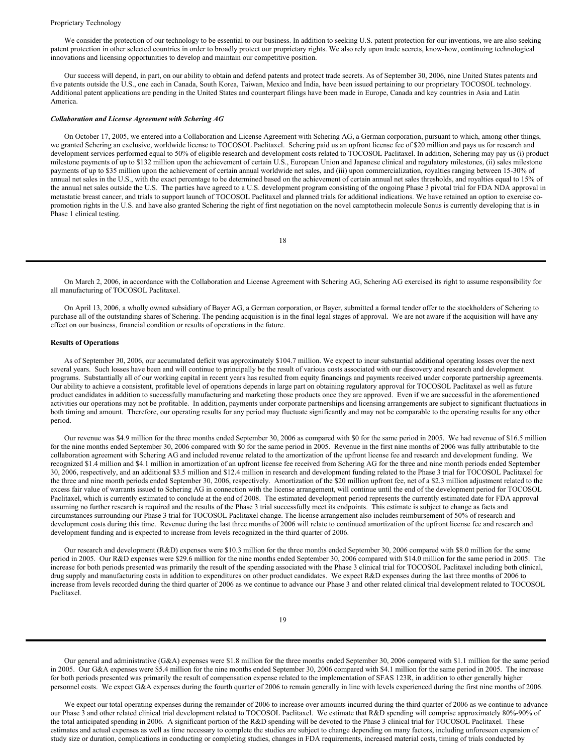Proprietary Technology

We consider the protection of our technology to be essential to our business. In addition to seeking U.S. patent protection for our inventions, we are also seeking patent protection in other selected countries in order to broadly protect our proprietary rights. We also rely upon trade secrets, know-how, continuing technological innovations and licensing opportunities to develop and maintain our competitive position.

Our success will depend, in part, on our ability to obtain and defend patents and protect trade secrets. As of September 30, 2006, nine United States patents and five patents outside the U.S., one each in Canada, South Korea, Taiwan, Mexico and India, have been issued pertaining to our proprietary TOCOSOL technology. Additional patent applications are pending in the United States and counterpart filings have been made in Europe, Canada and key countries in Asia and Latin America.

***Collaboration and License Agreement with Schering AG***

On October 17, 2005, we entered into a Collaboration and License Agreement with Schering AG, a German corporation, pursuant to which, among other things, we granted Schering an exclusive, worldwide license to TOCOSOL Paclitaxel. Schering paid us an upfront license fee of $20 million and pays us for research and development services performed equal to 50% of eligible research and development costs related to TOCOSOL Paclitaxel. In addition, Schering may pay us (i) product milestone payments of up to $132 million upon the achievement of certain U.S., European Union and Japanese clinical and regulatory milestones, (ii) sales milestone payments of up to $35 million upon the achievement of certain annual worldwide net sales, and (iii) upon commercialization, royalties ranging between 15-30% of annual net sales in the U.S., with the exact percentage to be determined based on the achievement of certain annual net sales thresholds, and royalties equal to 15% of the annual net sales outside the U.S. The parties have agreed to a U.S. development program consisting of the ongoing Phase 3 pivotal trial for FDA NDA approval in metastatic breast cancer, and trials to support launch of TOCOSOL Paclitaxel and planned trials for additional indications. We have retained an option to exercise co-promotion rights in the U.S. and have also granted Schering the right of first negotiation on the novel camptothecin molecule Sonus is currently developing that is in Phase 1 clinical testing.

On March 2, 2006, in accordance with the Collaboration and License Agreement with Schering AG, Schering AG exercised its right to assume responsibility for all manufacturing of TOCOSOL Paclitaxel.

On April 13, 2006, a wholly owned subsidiary of Bayer AG, a German corporation, or Bayer, submitted a formal tender offer to the stockholders of Schering to purchase all of the outstanding shares of Schering. The pending acquisition is in the final legal stages of approval. We are not aware if the acquisition will have any effect on our business, financial condition or results of operations in the future.

**Results of Operations**

As of September 30, 2006, our accumulated deficit was approximately $104.7 million. We expect to incur substantial additional operating losses over the next several years. Such losses have been and will continue to principally be the result of various costs associated with our discovery and research and development programs. Substantially all of our working capital in recent years has resulted from equity financings and payments received under corporate partnership agreements. Our ability to achieve a consistent, profitable level of operations depends in large part on obtaining regulatory approval for TOCOSOL Paclitaxel as well as future product candidates in addition to successfully manufacturing and marketing those products once they are approved. Even if we are successful in the aforementioned activities our operations may not be profitable. In addition, payments under corporate partnerships and licensing arrangements are subject to significant fluctuations in both timing and amount. Therefore, our operating results for any period may fluctuate significantly and may not be comparable to the operating results for any other period.

Our revenue was $4.9 million for the three months ended September 30, 2006 as compared with $0 for the same period in 2005. We had revenue of $16.5 million for the nine months ended September 30, 2006 compared with $0 for the same period in 2005. Revenue in the first nine months of 2006 was fully attributable to the collaboration agreement with Schering AG and included revenue related to the amortization of the upfront license fee and research and development funding. We recognized $1.4 million and $4.1 million in amortization of an upfront license fee received from Schering AG for the three and nine month periods ended September 30, 2006, respectively, and an additional $3.5 million and $12.4 million in research and development funding related to the Phase 3 trial for TOCOSOL Paclitaxel for the three and nine month periods ended September 30, 2006, respectively. Amortization of the $20 million upfront fee, net of a $2.3 million adjustment related to the excess fair value of warrants issued to Schering AG in connection with the license arrangement, will continue until the end of the development period for TOCOSOL Paclitaxel, which is currently estimated to conclude at the end of 2008. The estimated development period represents the currently estimated date for FDA approval assuming no further research is required and the results of the Phase 3 trial successfully meet its endpoints. This estimate is subject to change as facts and circumstances surrounding our Phase 3 trial for TOCOSOL Paclitaxel change. The license arrangement also includes reimbursement of 50% of research and development costs during this time. Revenue during the last three months of 2006 will relate to continued amortization of the upfront license fee and research and development funding and is expected to increase from levels recognized in the third quarter of 2006.

Our research and development (R&D) expenses were $10.3 million for the three months ended September 30, 2006 compared with $8.0 million for the same period in 2005. Our R&D expenses were $29.6 million for the nine months ended September 30, 2006 compared with $14.0 million for the same period in 2005. The increase for both periods presented was primarily the result of the spending associated with the Phase 3 clinical trial for TOCOSOL Paclitaxel including both clinical, drug supply and manufacturing costs in addition to expenditures on other product candidates. We expect R&D expenses during the last three months of 2006 to increase from levels recorded during the third quarter of 2006 as we continue to advance our Phase 3 and other related clinical trial development related to TOCOSOL Paclitaxel.

Our general and administrative (G&A) expenses were $1.8 million for the three months ended September 30, 2006 compared with $1.1 million for the same period in 2005. Our G&A expenses were $5.4 million for the nine months ended September 30, 2006 compared with $4.1 million for the same period in 2005. The increase for both periods presented was primarily the result of compensation expense related to the implementation of SFAS 123R, in addition to other generally higher personnel costs. We expect G&A expenses during the fourth quarter of 2006 to remain generally in line with levels experienced during the first nine months of 2006.

We expect our total operating expenses during the remainder of 2006 to increase over amounts incurred during the third quarter of 2006 as we continue to advance our Phase 3 and other related clinical trial development related to TOCOSOL Paclitaxel. We estimate that R&D spending will comprise approximately 80%-90% of the total anticipated spending in 2006. A significant portion of the R&D spending will be devoted to the Phase 3 clinical trial for TOCOSOL Paclitaxel. These estimates and actual expenses as well as time necessary to complete the studies are subject to change depending on many factors, including unforeseen expansion of study size or duration, complications in conducting or completing studies, changes in FDA requirements, increased material costs, timing of trials conducted by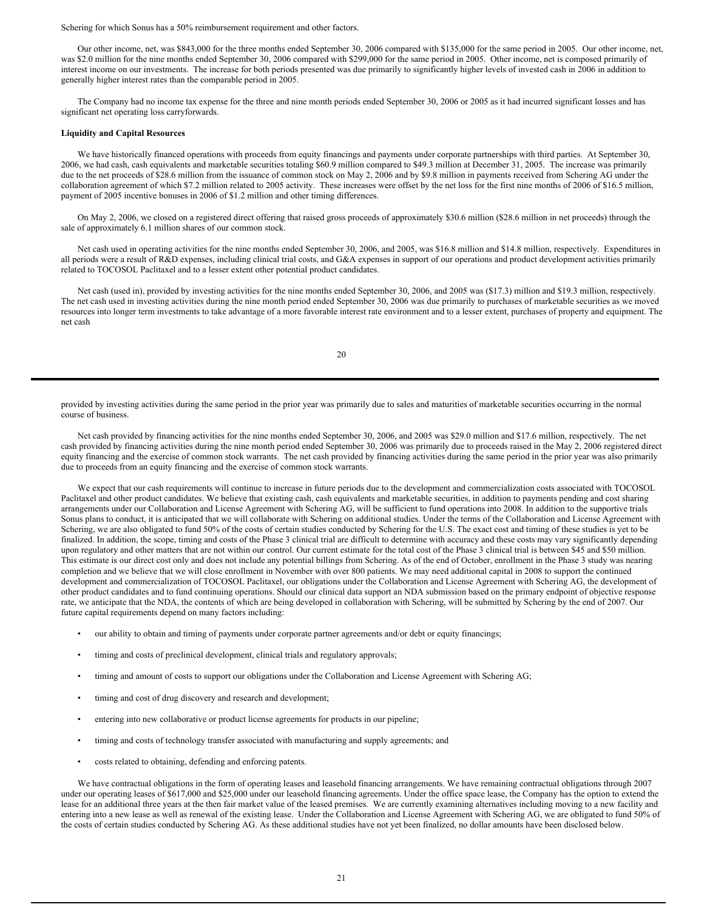Schering for which Sonus has a 50% reimbursement requirement and other factors.

Our other income, net, was $843,000 for the three months ended September 30, 2006 compared with $135,000 for the same period in 2005. Our other income, net, was $2.0 million for the nine months ended September 30, 2006 compared with $299,000 for the same period in 2005. Other income, net is composed primarily of interest income on our investments. The increase for both periods presented was due primarily to significantly higher levels of invested cash in 2006 in addition to generally higher interest rates than the comparable period in 2005.

The Company had no income tax expense for the three and nine month periods ended September 30, 2006 or 2005 as it had incurred significant losses and has significant net operating loss carryforwards.

**Liquidity and Capital Resources**

We have historically financed operations with proceeds from equity financings and payments under corporate partnerships with third parties. At September 30, 2006, we had cash, cash equivalents and marketable securities totaling $60.9 million compared to $49.3 million at December 31, 2005. The increase was primarily due to the net proceeds of $28.6 million from the issuance of common stock on May 2, 2006 and by $9.8 million in payments received from Schering AG under the collaboration agreement of which $7.2 million related to 2005 activity. These increases were offset by the net loss for the first nine months of 2006 of $16.5 million, payment of 2005 incentive bonuses in 2006 of $1.2 million and other timing differences.

On May 2, 2006, we closed on a registered direct offering that raised gross proceeds of approximately $30.6 million ($28.6 million in net proceeds) through the sale of approximately 6.1 million shares of our common stock.

Net cash used in operating activities for the nine months ended September 30, 2006, and 2005, was $16.8 million and $14.8 million, respectively. Expenditures in all periods were a result of R&D expenses, including clinical trial costs, and G&A expenses in support of our operations and product development activities primarily related to TOCOSOL Paclitaxel and to a lesser extent other potential product candidates.

Net cash (used in), provided by investing activities for the nine months ended September 30, 2006, and 2005 was ($17.3) million and $19.3 million, respectively. The net cash used in investing activities during the nine month period ended September 30, 2006 was due primarily to purchases of marketable securities as we moved resources into longer term investments to take advantage of a more favorable interest rate environment and to a lesser extent, purchases of property and equipment. The net cash provided by investing activities during the same period in the prior year was primarily due to sales and maturities of marketable securities occurring in the normal course of business.

Net cash provided by financing activities for the nine months ended September 30, 2006, and 2005 was $29.0 million and $17.6 million, respectively. The net cash provided by financing activities during the nine month period ended September 30, 2006 was primarily due to proceeds raised in the May 2, 2006 registered direct equity financing and the exercise of common stock warrants. The net cash provided by financing activities during the same period in the prior year was also primarily due to proceeds from an equity financing and the exercise of common stock warrants.

We expect that our cash requirements will continue to increase in future periods due to the development and commercialization costs associated with TOCOSOL Paclitaxel and other product candidates. We believe that existing cash, cash equivalents and marketable securities, in addition to payments pending and cost sharing arrangements under our Collaboration and License Agreement with Schering AG, will be sufficient to fund operations into 2008. In addition to the supportive trials Sonus plans to conduct, it is anticipated that we will collaborate with Schering on additional studies. Under the terms of the Collaboration and License Agreement with Schering, we are also obligated to fund 50% of the costs of certain studies conducted by Schering for the U.S. The exact cost and timing of these studies is yet to be finalized. In addition, the scope, timing and costs of the Phase 3 clinical trial are difficult to determine with accuracy and these costs may vary significantly depending upon regulatory and other matters that are not within our control. Our current estimate for the total cost of the Phase 3 clinical trial is between $45 and $50 million. This estimate is our direct cost only and does not include any potential billings from Schering. As of the end of October, enrollment in the Phase 3 study was nearing completion and we believe that we will close enrollment in November with over 800 patients. We may need additional capital in 2008 to support the continued development and commercialization of TOCOSOL Paclitaxel, our obligations under the Collaboration and License Agreement with Schering AG, the development of other product candidates and to fund continuing operations. Should our clinical data support an NDA submission based on the primary endpoint of objective response rate, we anticipate that the NDA, the contents of which are being developed in collaboration with Schering, will be submitted by Schering by the end of 2007. Our future capital requirements depend on many factors including:

- our ability to obtain and timing of payments under corporate partner agreements and/or debt or equity financings;
- timing and costs of preclinical development, clinical trials and regulatory approvals;
- timing and amount of costs to support our obligations under the Collaboration and License Agreement with Schering AG;
- timing and cost of drug discovery and research and development;
- entering into new collaborative or product license agreements for products in our pipeline;
- timing and costs of technology transfer associated with manufacturing and supply agreements; and
- costs related to obtaining, defending and enforcing patents.

We have contractual obligations in the form of operating leases and leasehold financing arrangements. We have remaining contractual obligations through 2007 under our operating leases of $617,000 and $25,000 under our leasehold financing agreements. Under the office space lease, the Company has the option to extend the lease for an additional three years at the then fair market value of the leased premises. We are currently examining alternatives including moving to a new facility and entering into a new lease as well as renewal of the existing lease. Under the Collaboration and License Agreement with Schering AG, we are obligated to fund 50% of the costs of certain studies conducted by Schering AG. As these additional studies have not yet been finalized, no dollar amounts have been disclosed below.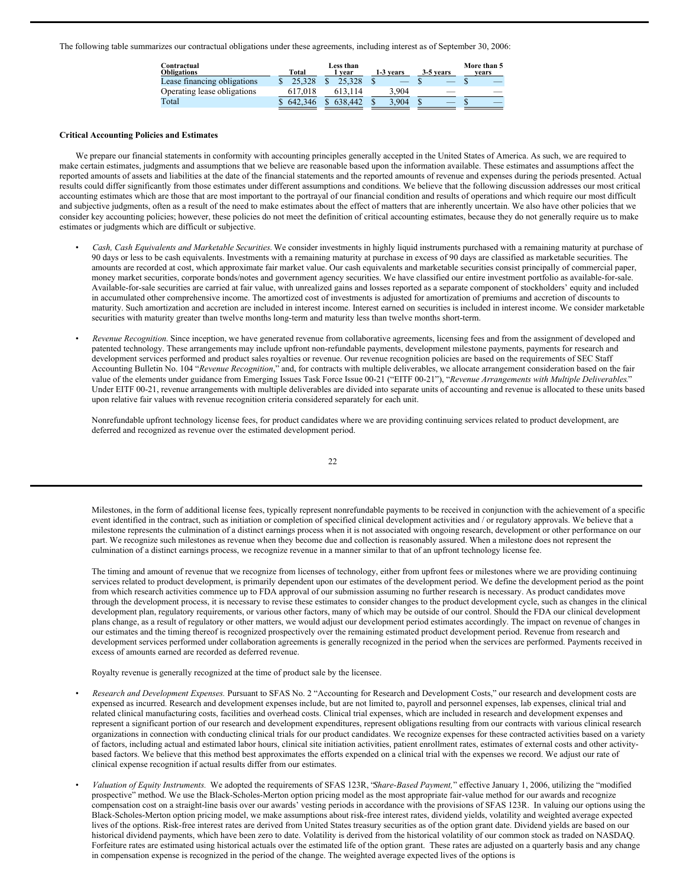The following table summarizes our contractual obligations under these agreements, including interest as of September 30, 2006:

| Contractual Obligations | Total | Less than 1 year | 1-3 years | 3-5 years | More than 5 years |
|---|---|---|---|---|---|
| Lease financing obligations | $ 25,328 | $ 25,328 | $ — | $ — | $ — |
| Operating lease obligations | 617,018 | 613,114 | 3,904 | — | — |
| Total | $ 642,346 | $ 638,442 | $ 3,904 | $ — | $ — |

**Critical Accounting Policies and Estimates**

We prepare our financial statements in conformity with accounting principles generally accepted in the United States of America. As such, we are required to make certain estimates, judgments and assumptions that we believe are reasonable based upon the information available. These estimates and assumptions affect the reported amounts of assets and liabilities at the date of the financial statements and the reported amounts of revenue and expenses during the periods presented. Actual results could differ significantly from those estimates under different assumptions and conditions. We believe that the following discussion addresses our most critical accounting estimates which are those that are most important to the portrayal of our financial condition and results of operations and which require our most difficult and subjective judgments, often as a result of the need to make estimates about the effect of matters that are inherently uncertain. We also have other policies that we consider key accounting policies; however, these policies do not meet the definition of critical accounting estimates, because they do not generally require us to make estimates or judgments which are difficult or subjective.

- *Cash, Cash Equivalents and Marketable Securities.* We consider investments in highly liquid instruments purchased with a remaining maturity at purchase of 90 days or less to be cash equivalents. Investments with a remaining maturity at purchase in excess of 90 days are classified as marketable securities. The amounts are recorded at cost, which approximate fair market value. Our cash equivalents and marketable securities consist principally of commercial paper, money market securities, corporate bonds/notes and government agency securities. We have classified our entire investment portfolio as available-for-sale. Available-for-sale securities are carried at fair value, with unrealized gains and losses reported as a separate component of stockholders' equity and included in accumulated other comprehensive income. The amortized cost of investments is adjusted for amortization of premiums and accretion of discounts to maturity. Such amortization and accretion are included in interest income. Interest earned on securities is included in interest income. We consider marketable securities with maturity greater than twelve months long-term and maturity less than twelve months short-term.

- *Revenue Recognition.* Since inception, we have generated revenue from collaborative agreements, licensing fees and from the assignment of developed and patented technology. These arrangements may include upfront non-refundable payments, development milestone payments, payments for research and development services performed and product sales royalties or revenue. Our revenue recognition policies are based on the requirements of SEC Staff Accounting Bulletin No. 104 "*Revenue Recognition*," and, for contracts with multiple deliverables, we allocate arrangement consideration based on the fair value of the elements under guidance from Emerging Issues Task Force Issue 00-21 ("EITF 00-21"), "*Revenue Arrangements with Multiple Deliverables*." Under EITF 00-21, revenue arrangements with multiple deliverables are divided into separate units of accounting and revenue is allocated to these units based upon relative fair values with revenue recognition criteria considered separately for each unit.

  Nonrefundable upfront technology license fees, for product candidates where we are providing continuing services related to product development, are deferred and recognized as revenue over the estimated development period.

  Milestones, in the form of additional license fees, typically represent nonrefundable payments to be received in conjunction with the achievement of a specific event identified in the contract, such as initiation or completion of specified clinical development activities and / or regulatory approvals. We believe that a milestone represents the culmination of a distinct earnings process when it is not associated with ongoing research, development or other performance on our part. We recognize such milestones as revenue when they become due and collection is reasonably assured. When a milestone does not represent the culmination of a distinct earnings process, we recognize revenue in a manner similar to that of an upfront technology license fee.

  The timing and amount of revenue that we recognize from licenses of technology, either from upfront fees or milestones where we are providing continuing services related to product development, is primarily dependent upon our estimates of the development period. We define the development period as the point from which research activities commence up to FDA approval of our submission assuming no further research is necessary. As product candidates move through the development process, it is necessary to revise these estimates to consider changes to the product development cycle, such as changes in the clinical development plan, regulatory requirements, or various other factors, many of which may be outside of our control. Should the FDA our clinical development plans change, as a result of regulatory or other matters, we would adjust our development period estimates accordingly. The impact on revenue of changes in our estimates and the timing thereof is recognized prospectively over the remaining estimated product development period. Revenue from research and development services performed under collaboration agreements is generally recognized in the period when the services are performed. Payments received in excess of amounts earned are recorded as deferred revenue.

  Royalty revenue is generally recognized at the time of product sale by the licensee.

- *Research and Development Expenses.* Pursuant to SFAS No. 2 "Accounting for Research and Development Costs," our research and development costs are expensed as incurred. Research and development expenses include, but are not limited to, payroll and personnel expenses, lab expenses, clinical trial and related clinical manufacturing costs, facilities and overhead costs. Clinical trial expenses, which are included in research and development expenses and represent a significant portion of our research and development expenditures, represent obligations resulting from our contracts with various clinical research organizations in connection with conducting clinical trials for our product candidates. We recognize expenses for these contracted activities based on a variety of factors, including actual and estimated labor hours, clinical site initiation activities, patient enrollment rates, estimates of external costs and other activity-based factors. We believe that this method best approximates the efforts expended on a clinical trial with the expenses we record. We adjust our rate of clinical expense recognition if actual results differ from our estimates.

- *Valuation of Equity Instruments.* We adopted the requirements of SFAS 123R, "*Share-Based Payment,*" effective January 1, 2006, utilizing the "modified prospective" method. We use the Black-Scholes-Merton option pricing model as the most appropriate fair-value method for our awards and recognize compensation cost on a straight-line basis over our awards' vesting periods in accordance with the provisions of SFAS 123R. In valuing our options using the Black-Scholes-Merton option pricing model, we make assumptions about risk-free interest rates, dividend yields, volatility and weighted average expected lives of the options. Risk-free interest rates are derived from United States treasury securities as of the option grant date. Dividend yields are based on our historical dividend payments, which have been zero to date. Volatility is derived from the historical volatility of our common stock as traded on NASDAQ. Forfeiture rates are estimated using historical actuals over the estimated life of the option grant. These rates are adjusted on a quarterly basis and any change in compensation expense is recognized in the period of the change. The weighted average expected lives of the options is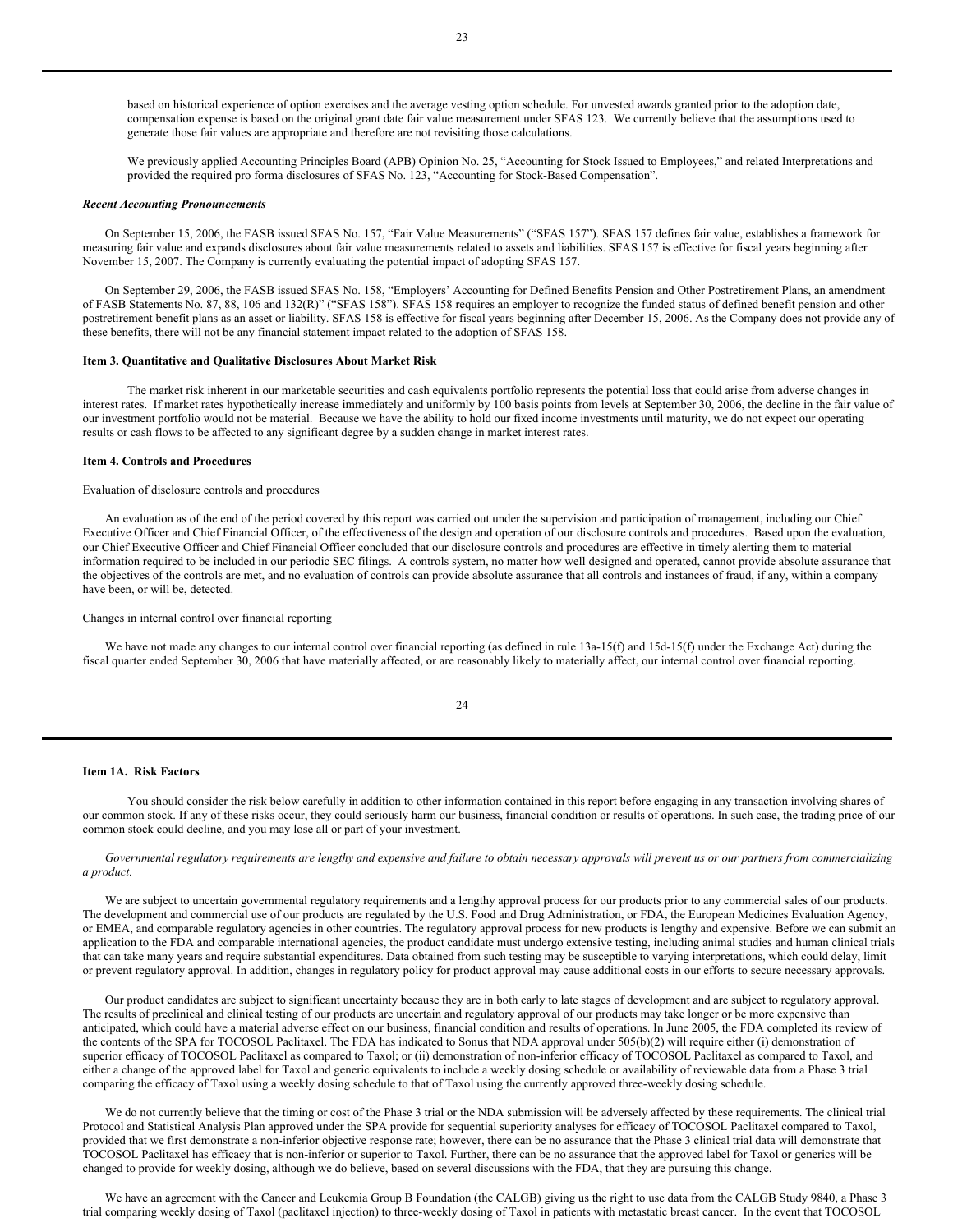based on historical experience of option exercises and the average vesting option schedule. For unvested awards granted prior to the adoption date, compensation expense is based on the original grant date fair value measurement under SFAS 123. We currently believe that the assumptions used to generate those fair values are appropriate and therefore are not revisiting those calculations.

We previously applied Accounting Principles Board (APB) Opinion No. 25, "Accounting for Stock Issued to Employees," and related Interpretations and provided the required pro forma disclosures of SFAS No. 123, "Accounting for Stock-Based Compensation".

***Recent Accounting Pronouncements***

On September 15, 2006, the FASB issued SFAS No. 157, "Fair Value Measurements" ("SFAS 157"). SFAS 157 defines fair value, establishes a framework for measuring fair value and expands disclosures about fair value measurements related to assets and liabilities. SFAS 157 is effective for fiscal years beginning after November 15, 2007. The Company is currently evaluating the potential impact of adopting SFAS 157.

On September 29, 2006, the FASB issued SFAS No. 158, "Employers' Accounting for Defined Benefits Pension and Other Postretirement Plans, an amendment of FASB Statements No. 87, 88, 106 and 132(R)" ("SFAS 158"). SFAS 158 requires an employer to recognize the funded status of defined benefit pension and other postretirement benefit plans as an asset or liability. SFAS 158 is effective for fiscal years beginning after December 15, 2006. As the Company does not provide any of these benefits, there will not be any financial statement impact related to the adoption of SFAS 158.

**Item 3. Quantitative and Qualitative Disclosures About Market Risk**

The market risk inherent in our marketable securities and cash equivalents portfolio represents the potential loss that could arise from adverse changes in interest rates. If market rates hypothetically increase immediately and uniformly by 100 basis points from levels at September 30, 2006, the decline in the fair value of our investment portfolio would not be material. Because we have the ability to hold our fixed income investments until maturity, we do not expect our operating results or cash flows to be affected to any significant degree by a sudden change in market interest rates.

**Item 4. Controls and Procedures**

Evaluation of disclosure controls and procedures

An evaluation as of the end of the period covered by this report was carried out under the supervision and participation of management, including our Chief Executive Officer and Chief Financial Officer, of the effectiveness of the design and operation of our disclosure controls and procedures. Based upon the evaluation, our Chief Executive Officer and Chief Financial Officer concluded that our disclosure controls and procedures are effective in timely alerting them to material information required to be included in our periodic SEC filings. A controls system, no matter how well designed and operated, cannot provide absolute assurance that the objectives of the controls are met, and no evaluation of controls can provide absolute assurance that all controls and instances of fraud, if any, within a company have been, or will be, detected.

Changes in internal control over financial reporting

We have not made any changes to our internal control over financial reporting (as defined in rule 13a-15(f) and 15d-15(f) under the Exchange Act) during the fiscal quarter ended September 30, 2006 that have materially affected, or are reasonably likely to materially affect, our internal control over financial reporting.

**Item 1A. Risk Factors**

You should consider the risk below carefully in addition to other information contained in this report before engaging in any transaction involving shares of our common stock. If any of these risks occur, they could seriously harm our business, financial condition or results of operations. In such case, the trading price of our common stock could decline, and you may lose all or part of your investment.

*Governmental regulatory requirements are lengthy and expensive and failure to obtain necessary approvals will prevent us or our partners from commercializing a product.*

We are subject to uncertain governmental regulatory requirements and a lengthy approval process for our products prior to any commercial sales of our products. The development and commercial use of our products are regulated by the U.S. Food and Drug Administration, or FDA, the European Medicines Evaluation Agency, or EMEA, and comparable regulatory agencies in other countries. The regulatory approval process for new products is lengthy and expensive. Before we can submit an application to the FDA and comparable international agencies, the product candidate must undergo extensive testing, including animal studies and human clinical trials that can take many years and require substantial expenditures. Data obtained from such testing may be susceptible to varying interpretations, which could delay, limit or prevent regulatory approval. In addition, changes in regulatory policy for product approval may cause additional costs in our efforts to secure necessary approvals.

Our product candidates are subject to significant uncertainty because they are in both early to late stages of development and are subject to regulatory approval. The results of preclinical and clinical testing of our products are uncertain and regulatory approval of our products may take longer or be more expensive than anticipated, which could have a material adverse effect on our business, financial condition and results of operations. In June 2005, the FDA completed its review of the contents of the SPA for TOCOSOL Paclitaxel. The FDA has indicated to Sonus that NDA approval under 505(b)(2) will require either (i) demonstration of superior efficacy of TOCOSOL Paclitaxel as compared to Taxol; or (ii) demonstration of non-inferior efficacy of TOCOSOL Paclitaxel as compared to Taxol, and either a change of the approved label for Taxol and generic equivalents to include a weekly dosing schedule or availability of reviewable data from a Phase 3 trial comparing the efficacy of Taxol using a weekly dosing schedule to that of Taxol using the currently approved three-weekly dosing schedule.

We do not currently believe that the timing or cost of the Phase 3 trial or the NDA submission will be adversely affected by these requirements. The clinical trial Protocol and Statistical Analysis Plan approved under the SPA provide for sequential superiority analyses for efficacy of TOCOSOL Paclitaxel compared to Taxol, provided that we first demonstrate a non-inferior objective response rate; however, there can be no assurance that the Phase 3 clinical trial data will demonstrate that TOCOSOL Paclitaxel has efficacy that is non-inferior or superior to Taxol. Further, there can be no assurance that the approved label for Taxol or generics will be changed to provide for weekly dosing, although we do believe, based on several discussions with the FDA, that they are pursuing this change.

We have an agreement with the Cancer and Leukemia Group B Foundation (the CALGB) giving us the right to use data from the CALGB Study 9840, a Phase 3 trial comparing weekly dosing of Taxol (paclitaxel injection) to three-weekly dosing of Taxol in patients with metastatic breast cancer. In the event that TOCOSOL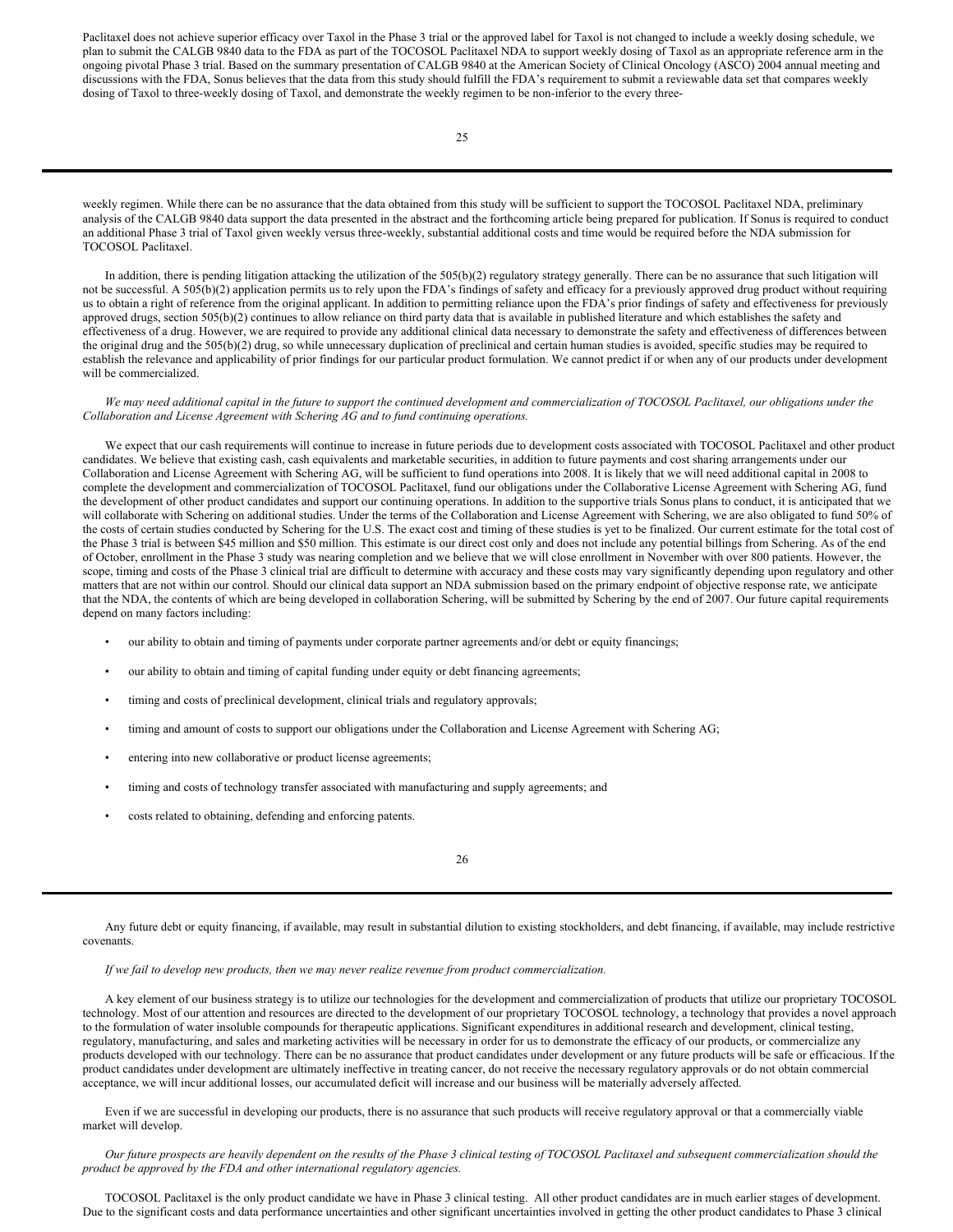Paclitaxel does not achieve superior efficacy over Taxol in the Phase 3 trial or the approved label for Taxol is not changed to include a weekly dosing schedule, we plan to submit the CALGB 9840 data to the FDA as part of the TOCOSOL Paclitaxel NDA to support weekly dosing of Taxol as an appropriate reference arm in the ongoing pivotal Phase 3 trial. Based on the summary presentation of CALGB 9840 at the American Society of Clinical Oncology (ASCO) 2004 annual meeting and discussions with the FDA, Sonus believes that the data from this study should fulfill the FDA's requirement to submit a reviewable data set that compares weekly dosing of Taxol to three-weekly dosing of Taxol, and demonstrate the weekly regimen to be non-inferior to the every three-weekly regimen. While there can be no assurance that the data obtained from this study will be sufficient to support the TOCOSOL Paclitaxel NDA, preliminary analysis of the CALGB 9840 data support the data presented in the abstract and the forthcoming article being prepared for publication. If Sonus is required to conduct an additional Phase 3 trial of Taxol given weekly versus three-weekly, substantial additional costs and time would be required before the NDA submission for TOCOSOL Paclitaxel.

In addition, there is pending litigation attacking the utilization of the 505(b)(2) regulatory strategy generally. There can be no assurance that such litigation will not be successful. A 505(b)(2) application permits us to rely upon the FDA's findings of safety and efficacy for a previously approved drug product without requiring us to obtain a right of reference from the original applicant. In addition to permitting reliance upon the FDA's prior findings of safety and effectiveness for previously approved drugs, section 505(b)(2) continues to allow reliance on third party data that is available in published literature and which establishes the safety and effectiveness of a drug. However, we are required to provide any additional clinical data necessary to demonstrate the safety and effectiveness of differences between the original drug and the 505(b)(2) drug, so while unnecessary duplication of preclinical and certain human studies is avoided, specific studies may be required to establish the relevance and applicability of prior findings for our particular product formulation. We cannot predict if or when any of our products under development will be commercialized.

*We may need additional capital in the future to support the continued development and commercialization of TOCOSOL Paclitaxel, our obligations under the Collaboration and License Agreement with Schering AG and to fund continuing operations.*

We expect that our cash requirements will continue to increase in future periods due to development costs associated with TOCOSOL Paclitaxel and other product candidates. We believe that existing cash, cash equivalents and marketable securities, in addition to future payments and cost sharing arrangements under our Collaboration and License Agreement with Schering AG, will be sufficient to fund operations into 2008. It is likely that we will need additional capital in 2008 to complete the development and commercialization of TOCOSOL Paclitaxel, fund our obligations under the Collaborative License Agreement with Schering AG, fund the development of other product candidates and support our continuing operations. In addition to the supportive trials Sonus plans to conduct, it is anticipated that we will collaborate with Schering on additional studies. Under the terms of the Collaboration and License Agreement with Schering, we are also obligated to fund 50% of the costs of certain studies conducted by Schering for the U.S. The exact cost and timing of these studies is yet to be finalized. Our current estimate for the total cost of the Phase 3 trial is between $45 million and $50 million. This estimate is our direct cost only and does not include any potential billings from Schering. As of the end of October, enrollment in the Phase 3 study was nearing completion and we believe that we will close enrollment in November with over 800 patients. However, the scope, timing and costs of the Phase 3 clinical trial are difficult to determine with accuracy and these costs may vary significantly depending upon regulatory and other matters that are not within our control. Should our clinical data support an NDA submission based on the primary endpoint of objective response rate, we anticipate that the NDA, the contents of which are being developed in collaboration Schering, will be submitted by Schering by the end of 2007. Our future capital requirements depend on many factors including:

- our ability to obtain and timing of payments under corporate partner agreements and/or debt or equity financings;
- our ability to obtain and timing of capital funding under equity or debt financing agreements;
- timing and costs of preclinical development, clinical trials and regulatory approvals;
- timing and amount of costs to support our obligations under the Collaboration and License Agreement with Schering AG;
- entering into new collaborative or product license agreements;
- timing and costs of technology transfer associated with manufacturing and supply agreements; and
- costs related to obtaining, defending and enforcing patents.

Any future debt or equity financing, if available, may result in substantial dilution to existing stockholders, and debt financing, if available, may include restrictive covenants.

*If we fail to develop new products, then we may never realize revenue from product commercialization.*

A key element of our business strategy is to utilize our technologies for the development and commercialization of products that utilize our proprietary TOCOSOL technology. Most of our attention and resources are directed to the development of our proprietary TOCOSOL technology, a technology that provides a novel approach to the formulation of water insoluble compounds for therapeutic applications. Significant expenditures in additional research and development, clinical testing, regulatory, manufacturing, and sales and marketing activities will be necessary in order for us to demonstrate the efficacy of our products, or commercialize any products developed with our technology. There can be no assurance that product candidates under development or any future products will be safe or efficacious. If the product candidates under development are ultimately ineffective in treating cancer, do not receive the necessary regulatory approvals or do not obtain commercial acceptance, we will incur additional losses, our accumulated deficit will increase and our business will be materially adversely affected.

Even if we are successful in developing our products, there is no assurance that such products will receive regulatory approval or that a commercially viable market will develop.

*Our future prospects are heavily dependent on the results of the Phase 3 clinical testing of TOCOSOL Paclitaxel and subsequent commercialization should the product be approved by the FDA and other international regulatory agencies.*

TOCOSOL Paclitaxel is the only product candidate we have in Phase 3 clinical testing. All other product candidates are in much earlier stages of development. Due to the significant costs and data performance uncertainties and other significant uncertainties involved in getting the other product candidates to Phase 3 clinical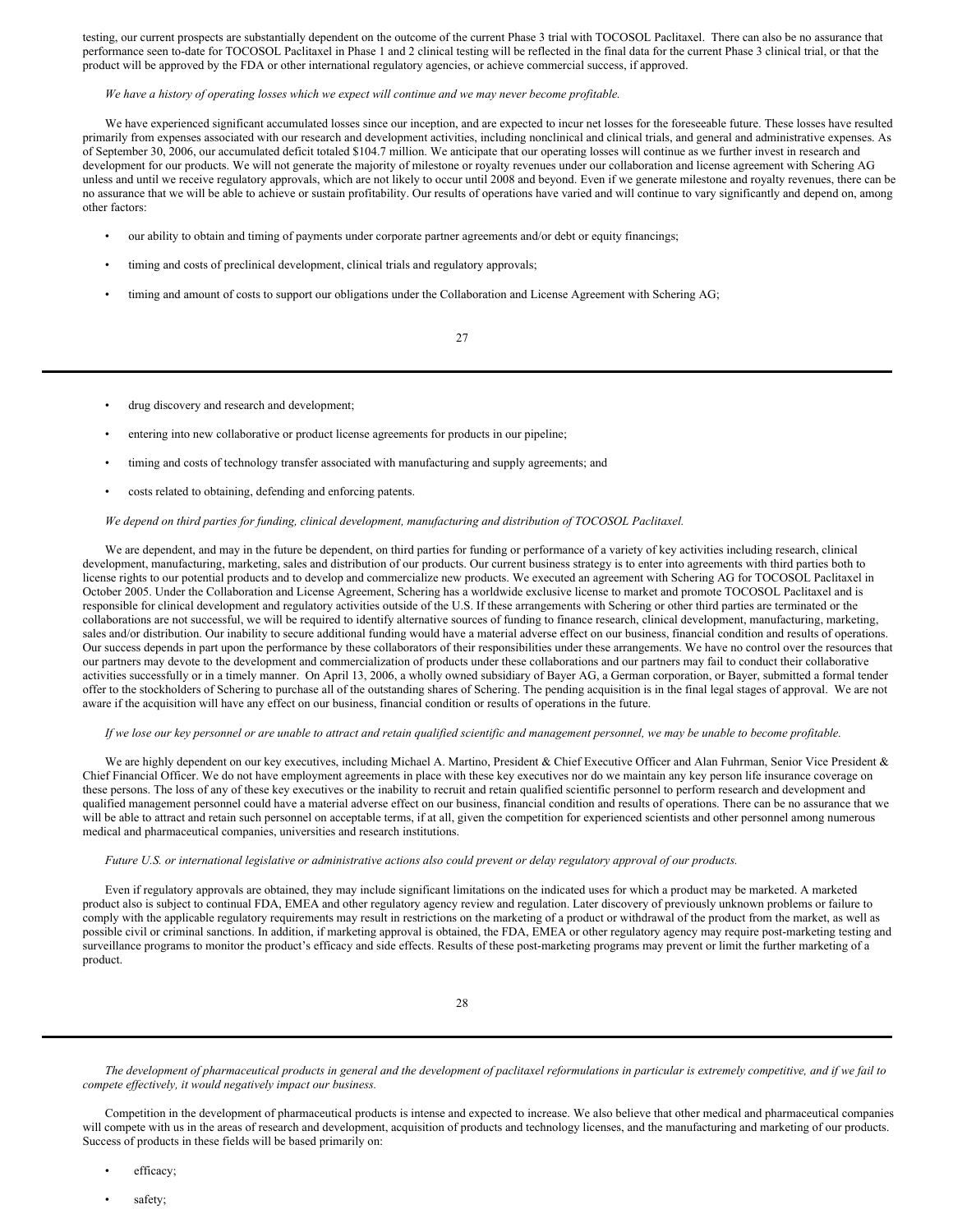testing, our current prospects are substantially dependent on the outcome of the current Phase 3 trial with TOCOSOL Paclitaxel. There can also be no assurance that performance seen to-date for TOCOSOL Paclitaxel in Phase 1 and 2 clinical testing will be reflected in the final data for the current Phase 3 clinical trial, or that the product will be approved by the FDA or other international regulatory agencies, or achieve commercial success, if approved.

*We have a history of operating losses which we expect will continue and we may never become profitable.*

We have experienced significant accumulated losses since our inception, and are expected to incur net losses for the foreseeable future. These losses have resulted primarily from expenses associated with our research and development activities, including nonclinical and clinical trials, and general and administrative expenses. As of September 30, 2006, our accumulated deficit totaled $104.7 million. We anticipate that our operating losses will continue as we further invest in research and development for our products. We will not generate the majority of milestone or royalty revenues under our collaboration and license agreement with Schering AG unless and until we receive regulatory approvals, which are not likely to occur until 2008 and beyond. Even if we generate milestone and royalty revenues, there can be no assurance that we will be able to achieve or sustain profitability. Our results of operations have varied and will continue to vary significantly and depend on, among other factors:

- our ability to obtain and timing of payments under corporate partner agreements and/or debt or equity financings;
- timing and costs of preclinical development, clinical trials and regulatory approvals;
- timing and amount of costs to support our obligations under the Collaboration and License Agreement with Schering AG;
- drug discovery and research and development;
- entering into new collaborative or product license agreements for products in our pipeline;
- timing and costs of technology transfer associated with manufacturing and supply agreements; and
- costs related to obtaining, defending and enforcing patents.

*We depend on third parties for funding, clinical development, manufacturing and distribution of TOCOSOL Paclitaxel.*

We are dependent, and may in the future be dependent, on third parties for funding or performance of a variety of key activities including research, clinical development, manufacturing, marketing, sales and distribution of our products. Our current business strategy is to enter into agreements with third parties both to license rights to our potential products and to develop and commercialize new products. We executed an agreement with Schering AG for TOCOSOL Paclitaxel in October 2005. Under the Collaboration and License Agreement, Schering has a worldwide exclusive license to market and promote TOCOSOL Paclitaxel and is responsible for clinical development and regulatory activities outside of the U.S. If these arrangements with Schering or other third parties are terminated or the collaborations are not successful, we will be required to identify alternative sources of funding to finance research, clinical development, manufacturing, marketing, sales and/or distribution. Our inability to secure additional funding would have a material adverse effect on our business, financial condition and results of operations. Our success depends in part upon the performance by these collaborators of their responsibilities under these arrangements. We have no control over the resources that our partners may devote to the development and commercialization of products under these collaborations and our partners may fail to conduct their collaborative activities successfully or in a timely manner. On April 13, 2006, a wholly owned subsidiary of Bayer AG, a German corporation, or Bayer, submitted a formal tender offer to the stockholders of Schering to purchase all of the outstanding shares of Schering. The pending acquisition is in the final legal stages of approval. We are not aware if the acquisition will have any effect on our business, financial condition or results of operations in the future.

*If we lose our key personnel or are unable to attract and retain qualified scientific and management personnel, we may be unable to become profitable.*

We are highly dependent on our key executives, including Michael A. Martino, President & Chief Executive Officer and Alan Fuhrman, Senior Vice President & Chief Financial Officer. We do not have employment agreements in place with these key executives nor do we maintain any key person life insurance coverage on these persons. The loss of any of these key executives or the inability to recruit and retain qualified scientific personnel to perform research and development and qualified management personnel could have a material adverse effect on our business, financial condition and results of operations. There can be no assurance that we will be able to attract and retain such personnel on acceptable terms, if at all, given the competition for experienced scientists and other personnel among numerous medical and pharmaceutical companies, universities and research institutions.

*Future U.S. or international legislative or administrative actions also could prevent or delay regulatory approval of our products.*

Even if regulatory approvals are obtained, they may include significant limitations on the indicated uses for which a product may be marketed. A marketed product also is subject to continual FDA, EMEA and other regulatory agency review and regulation. Later discovery of previously unknown problems or failure to comply with the applicable regulatory requirements may result in restrictions on the marketing of a product or withdrawal of the product from the market, as well as possible civil or criminal sanctions. In addition, if marketing approval is obtained, the FDA, EMEA or other regulatory agency may require post-marketing testing and surveillance programs to monitor the product's efficacy and side effects. Results of these post-marketing programs may prevent or limit the further marketing of a product.

*The development of pharmaceutical products in general and the development of paclitaxel reformulations in particular is extremely competitive, and if we fail to compete effectively, it would negatively impact our business.*

Competition in the development of pharmaceutical products is intense and expected to increase. We also believe that other medical and pharmaceutical companies will compete with us in the areas of research and development, acquisition of products and technology licenses, and the manufacturing and marketing of our products. Success of products in these fields will be based primarily on:

- efficacy;
- safety;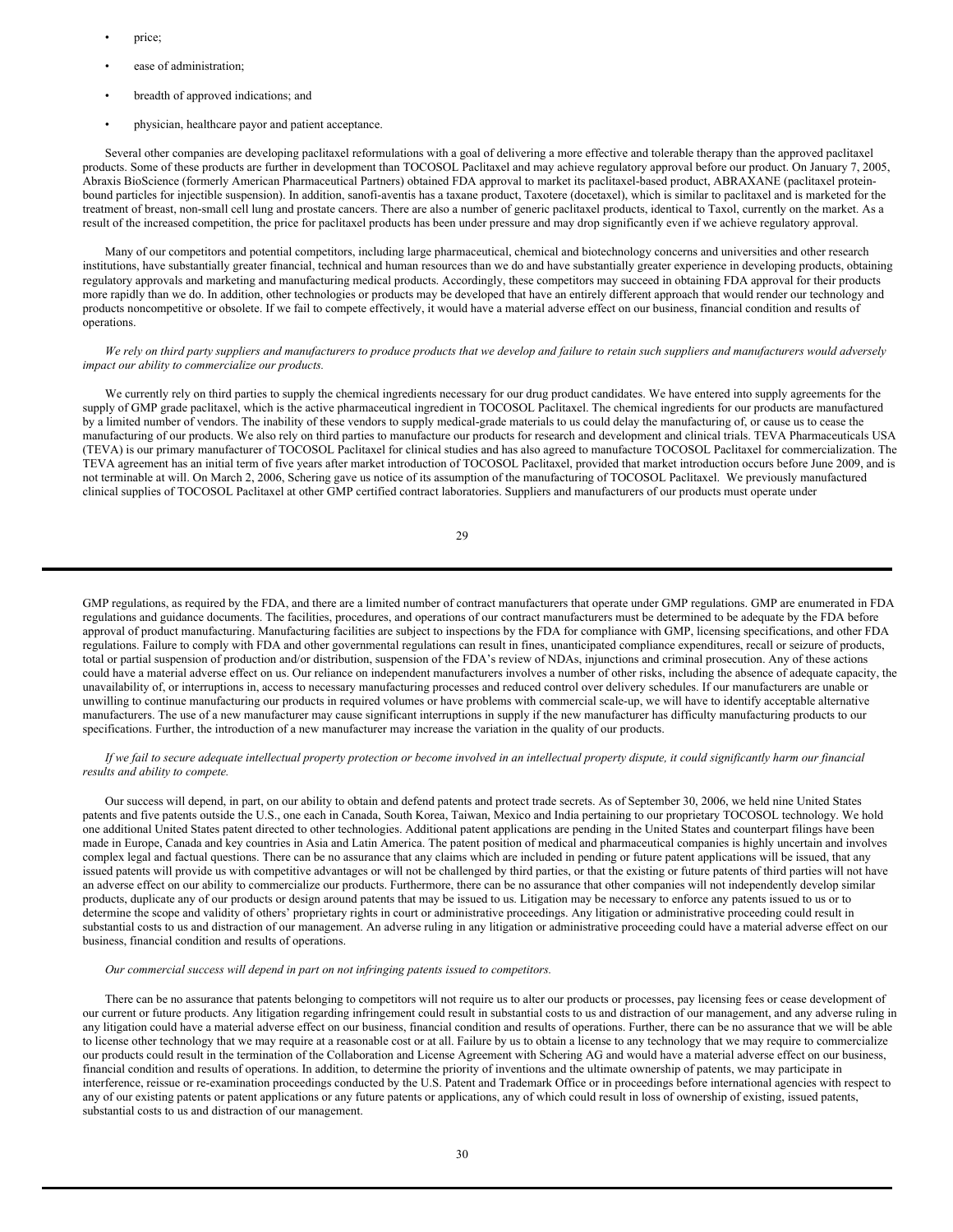- price;
- ease of administration;
- breadth of approved indications; and
- physician, healthcare payor and patient acceptance.

Several other companies are developing paclitaxel reformulations with a goal of delivering a more effective and tolerable therapy than the approved paclitaxel products. Some of these products are further in development than TOCOSOL Paclitaxel and may achieve regulatory approval before our product. On January 7, 2005, Abraxis BioScience (formerly American Pharmaceutical Partners) obtained FDA approval to market its paclitaxel-based product, ABRAXANE (paclitaxel protein-bound particles for injectible suspension). In addition, sanofi-aventis has a taxane product, Taxotere (docetaxel), which is similar to paclitaxel and is marketed for the treatment of breast, non-small cell lung and prostate cancers. There are also a number of generic paclitaxel products, identical to Taxol, currently on the market. As a result of the increased competition, the price for paclitaxel products has been under pressure and may drop significantly even if we achieve regulatory approval.

Many of our competitors and potential competitors, including large pharmaceutical, chemical and biotechnology concerns and universities and other research institutions, have substantially greater financial, technical and human resources than we do and have substantially greater experience in developing products, obtaining regulatory approvals and marketing and manufacturing medical products. Accordingly, these competitors may succeed in obtaining FDA approval for their products more rapidly than we do. In addition, other technologies or products may be developed that have an entirely different approach that would render our technology and products noncompetitive or obsolete. If we fail to compete effectively, it would have a material adverse effect on our business, financial condition and results of operations.

*We rely on third party suppliers and manufacturers to produce products that we develop and failure to retain such suppliers and manufacturers would adversely impact our ability to commercialize our products.*

We currently rely on third parties to supply the chemical ingredients necessary for our drug product candidates. We have entered into supply agreements for the supply of GMP grade paclitaxel, which is the active pharmaceutical ingredient in TOCOSOL Paclitaxel. The chemical ingredients for our products are manufactured by a limited number of vendors. The inability of these vendors to supply medical-grade materials to us could delay the manufacturing of, or cause us to cease the manufacturing of our products. We also rely on third parties to manufacture our products for research and development and clinical trials. TEVA Pharmaceuticals USA (TEVA) is our primary manufacturer of TOCOSOL Paclitaxel for clinical studies and has also agreed to manufacture TOCOSOL Paclitaxel for commercialization. The TEVA agreement has an initial term of five years after market introduction of TOCOSOL Paclitaxel, provided that market introduction occurs before June 2009, and is not terminable at will. On March 2, 2006, Schering gave us notice of its assumption of the manufacturing of TOCOSOL Paclitaxel. We previously manufactured clinical supplies of TOCOSOL Paclitaxel at other GMP certified contract laboratories. Suppliers and manufacturers of our products must operate under GMP regulations, as required by the FDA, and there are a limited number of contract manufacturers that operate under GMP regulations. GMP are enumerated in FDA regulations and guidance documents. The facilities, procedures, and operations of our contract manufacturers must be determined to be adequate by the FDA before approval of product manufacturing. Manufacturing facilities are subject to inspections by the FDA for compliance with GMP, licensing specifications, and other FDA regulations. Failure to comply with FDA and other governmental regulations can result in fines, unanticipated compliance expenditures, recall or seizure of products, total or partial suspension of production and/or distribution, suspension of the FDA's review of NDAs, injunctions and criminal prosecution. Any of these actions could have a material adverse effect on us. Our reliance on independent manufacturers involves a number of other risks, including the absence of adequate capacity, the unavailability of, or interruptions in, access to necessary manufacturing processes and reduced control over delivery schedules. If our manufacturers are unable or unwilling to continue manufacturing our products in required volumes or have problems with commercial scale-up, we will have to identify acceptable alternative manufacturers. The use of a new manufacturer may cause significant interruptions in supply if the new manufacturer has difficulty manufacturing products to our specifications. Further, the introduction of a new manufacturer may increase the variation in the quality of our products.

*If we fail to secure adequate intellectual property protection or become involved in an intellectual property dispute, it could significantly harm our financial results and ability to compete.*

Our success will depend, in part, on our ability to obtain and defend patents and protect trade secrets. As of September 30, 2006, we held nine United States patents and five patents outside the U.S., one each in Canada, South Korea, Taiwan, Mexico and India pertaining to our proprietary TOCOSOL technology. We hold one additional United States patent directed to other technologies. Additional patent applications are pending in the United States and counterpart filings have been made in Europe, Canada and key countries in Asia and Latin America. The patent position of medical and pharmaceutical companies is highly uncertain and involves complex legal and factual questions. There can be no assurance that any claims which are included in pending or future patent applications will be issued, that any issued patents will provide us with competitive advantages or will not be challenged by third parties, or that the existing or future patents of third parties will not have an adverse effect on our ability to commercialize our products. Furthermore, there can be no assurance that other companies will not independently develop similar products, duplicate any of our products or design around patents that may be issued to us. Litigation may be necessary to enforce any patents issued to us or to determine the scope and validity of others' proprietary rights in court or administrative proceedings. Any litigation or administrative proceeding could result in substantial costs to us and distraction of our management. An adverse ruling in any litigation or administrative proceeding could have a material adverse effect on our business, financial condition and results of operations.

*Our commercial success will depend in part on not infringing patents issued to competitors.*

There can be no assurance that patents belonging to competitors will not require us to alter our products or processes, pay licensing fees or cease development of our current or future products. Any litigation regarding infringement could result in substantial costs to us and distraction of our management, and any adverse ruling in any litigation could have a material adverse effect on our business, financial condition and results of operations. Further, there can be no assurance that we will be able to license other technology that we may require at a reasonable cost or at all. Failure by us to obtain a license to any technology that we may require to commercialize our products could result in the termination of the Collaboration and License Agreement with Schering AG and would have a material adverse effect on our business, financial condition and results of operations. In addition, to determine the priority of inventions and the ultimate ownership of patents, we may participate in interference, reissue or re-examination proceedings conducted by the U.S. Patent and Trademark Office or in proceedings before international agencies with respect to any of our existing patents or patent applications or any future patents or applications, any of which could result in loss of ownership of existing, issued patents, substantial costs to us and distraction of our management.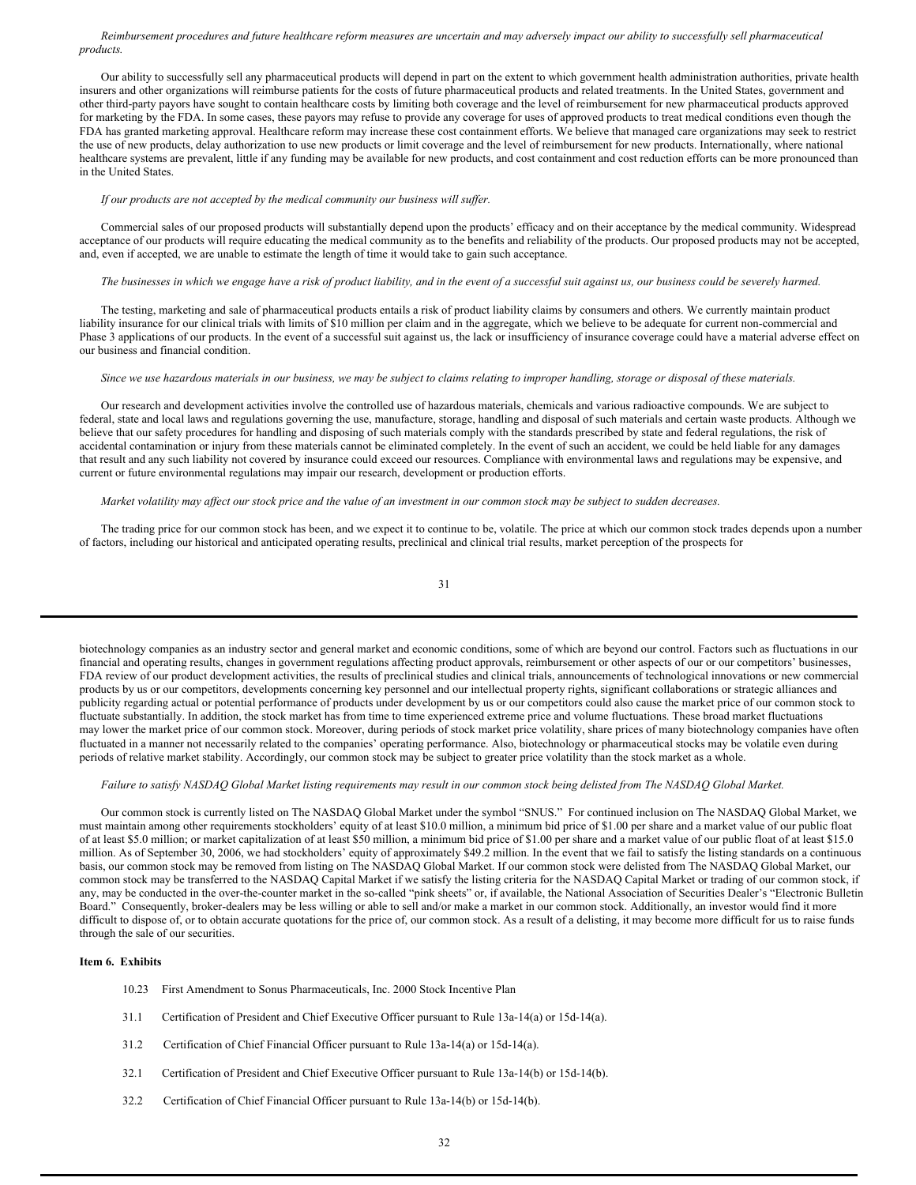*Reimbursement procedures and future healthcare reform measures are uncertain and may adversely impact our ability to successfully sell pharmaceutical products.*

Our ability to successfully sell any pharmaceutical products will depend in part on the extent to which government health administration authorities, private health insurers and other organizations will reimburse patients for the costs of future pharmaceutical products and related treatments. In the United States, government and other third-party payors have sought to contain healthcare costs by limiting both coverage and the level of reimbursement for new pharmaceutical products approved for marketing by the FDA. In some cases, these payors may refuse to provide any coverage for uses of approved products to treat medical conditions even though the FDA has granted marketing approval. Healthcare reform may increase these cost containment efforts. We believe that managed care organizations may seek to restrict the use of new products, delay authorization to use new products or limit coverage and the level of reimbursement for new products. Internationally, where national healthcare systems are prevalent, little if any funding may be available for new products, and cost containment and cost reduction efforts can be more pronounced than in the United States.

*If our products are not accepted by the medical community our business will suffer.*

Commercial sales of our proposed products will substantially depend upon the products' efficacy and on their acceptance by the medical community. Widespread acceptance of our products will require educating the medical community as to the benefits and reliability of the products. Our proposed products may not be accepted, and, even if accepted, we are unable to estimate the length of time it would take to gain such acceptance.

*The businesses in which we engage have a risk of product liability, and in the event of a successful suit against us, our business could be severely harmed.*

The testing, marketing and sale of pharmaceutical products entails a risk of product liability claims by consumers and others. We currently maintain product liability insurance for our clinical trials with limits of $10 million per claim and in the aggregate, which we believe to be adequate for current non-commercial and Phase 3 applications of our products. In the event of a successful suit against us, the lack or insufficiency of insurance coverage could have a material adverse effect on our business and financial condition.

*Since we use hazardous materials in our business, we may be subject to claims relating to improper handling, storage or disposal of these materials.*

Our research and development activities involve the controlled use of hazardous materials, chemicals and various radioactive compounds. We are subject to federal, state and local laws and regulations governing the use, manufacture, storage, handling and disposal of such materials and certain waste products. Although we believe that our safety procedures for handling and disposing of such materials comply with the standards prescribed by state and federal regulations, the risk of accidental contamination or injury from these materials cannot be eliminated completely. In the event of such an accident, we could be held liable for any damages that result and any such liability not covered by insurance could exceed our resources. Compliance with environmental laws and regulations may be expensive, and current or future environmental regulations may impair our research, development or production efforts.

*Market volatility may affect our stock price and the value of an investment in our common stock may be subject to sudden decreases.*

The trading price for our common stock has been, and we expect it to continue to be, volatile. The price at which our common stock trades depends upon a number of factors, including our historical and anticipated operating results, preclinical and clinical trial results, market perception of the prospects for biotechnology companies as an industry sector and general market and economic conditions, some of which are beyond our control. Factors such as fluctuations in our financial and operating results, changes in government regulations affecting product approvals, reimbursement or other aspects of our or our competitors' businesses, FDA review of our product development activities, the results of preclinical studies and clinical trials, announcements of technological innovations or new commercial products by us or our competitors, developments concerning key personnel and our intellectual property rights, significant collaborations or strategic alliances and publicity regarding actual or potential performance of products under development by us or our competitors could also cause the market price of our common stock to fluctuate substantially. In addition, the stock market has from time to time experienced extreme price and volume fluctuations. These broad market fluctuations may lower the market price of our common stock. Moreover, during periods of stock market price volatility, share prices of many biotechnology companies have often fluctuated in a manner not necessarily related to the companies' operating performance. Also, biotechnology or pharmaceutical stocks may be volatile even during periods of relative market stability. Accordingly, our common stock may be subject to greater price volatility than the stock market as a whole.

*Failure to satisfy NASDAQ Global Market listing requirements may result in our common stock being delisted from The NASDAQ Global Market.*

Our common stock is currently listed on The NASDAQ Global Market under the symbol "SNUS." For continued inclusion on The NASDAQ Global Market, we must maintain among other requirements stockholders' equity of at least $10.0 million, a minimum bid price of $1.00 per share and a market value of our public float of at least $5.0 million; or market capitalization of at least $50 million, a minimum bid price of $1.00 per share and a market value of our public float of at least $15.0 million. As of September 30, 2006, we had stockholders' equity of approximately $49.2 million. In the event that we fail to satisfy the listing standards on a continuous basis, our common stock may be removed from listing on The NASDAQ Global Market. If our common stock were delisted from The NASDAQ Global Market, our common stock may be transferred to the NASDAQ Capital Market if we satisfy the listing criteria for the NASDAQ Capital Market or trading of our common stock, if any, may be conducted in the over-the-counter market in the so-called "pink sheets" or, if available, the National Association of Securities Dealer's "Electronic Bulletin Board." Consequently, broker-dealers may be less willing or able to sell and/or make a market in our common stock. Additionally, an investor would find it more difficult to dispose of, or to obtain accurate quotations for the price of, our common stock. As a result of a delisting, it may become more difficult for us to raise funds through the sale of our securities.

### Item 6. Exhibits

10.23 First Amendment to Sonus Pharmaceuticals, Inc. 2000 Stock Incentive Plan

31.1 Certification of President and Chief Executive Officer pursuant to Rule 13a-14(a) or 15d-14(a).

31.2 Certification of Chief Financial Officer pursuant to Rule 13a-14(a) or 15d-14(a).

32.1 Certification of President and Chief Executive Officer pursuant to Rule 13a-14(b) or 15d-14(b).

32.2 Certification of Chief Financial Officer pursuant to Rule 13a-14(b) or 15d-14(b).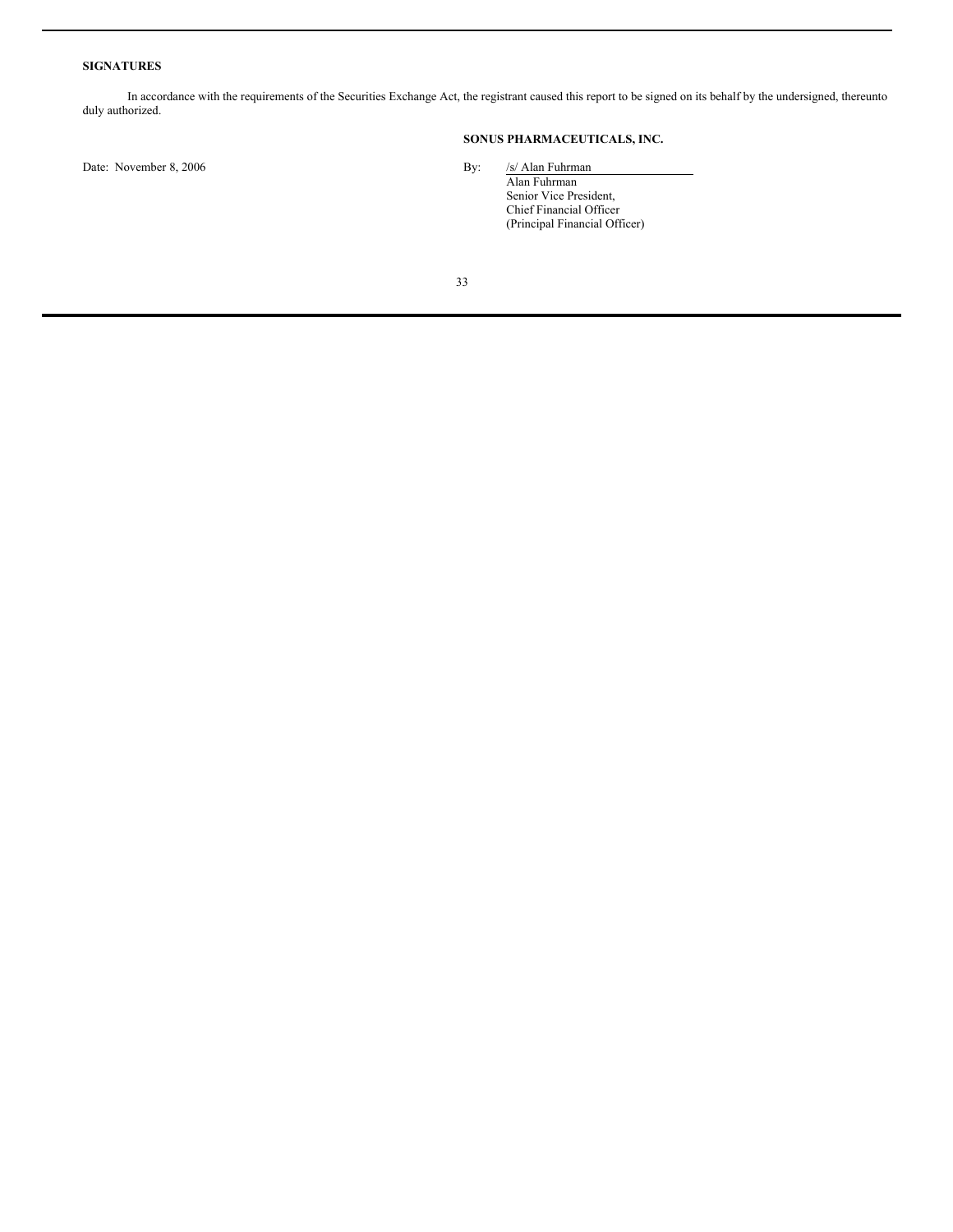**SIGNATURES**

In accordance with the requirements of the Securities Exchange Act, the registrant caused this report to be signed on its behalf by the undersigned, thereunto duly authorized.

**SONUS PHARMACEUTICALS, INC.**

Date: November 8, 2006

By: /s/ Alan Fuhrman
Alan Fuhrman
Senior Vice President,
Chief Financial Officer
(Principal Financial Officer)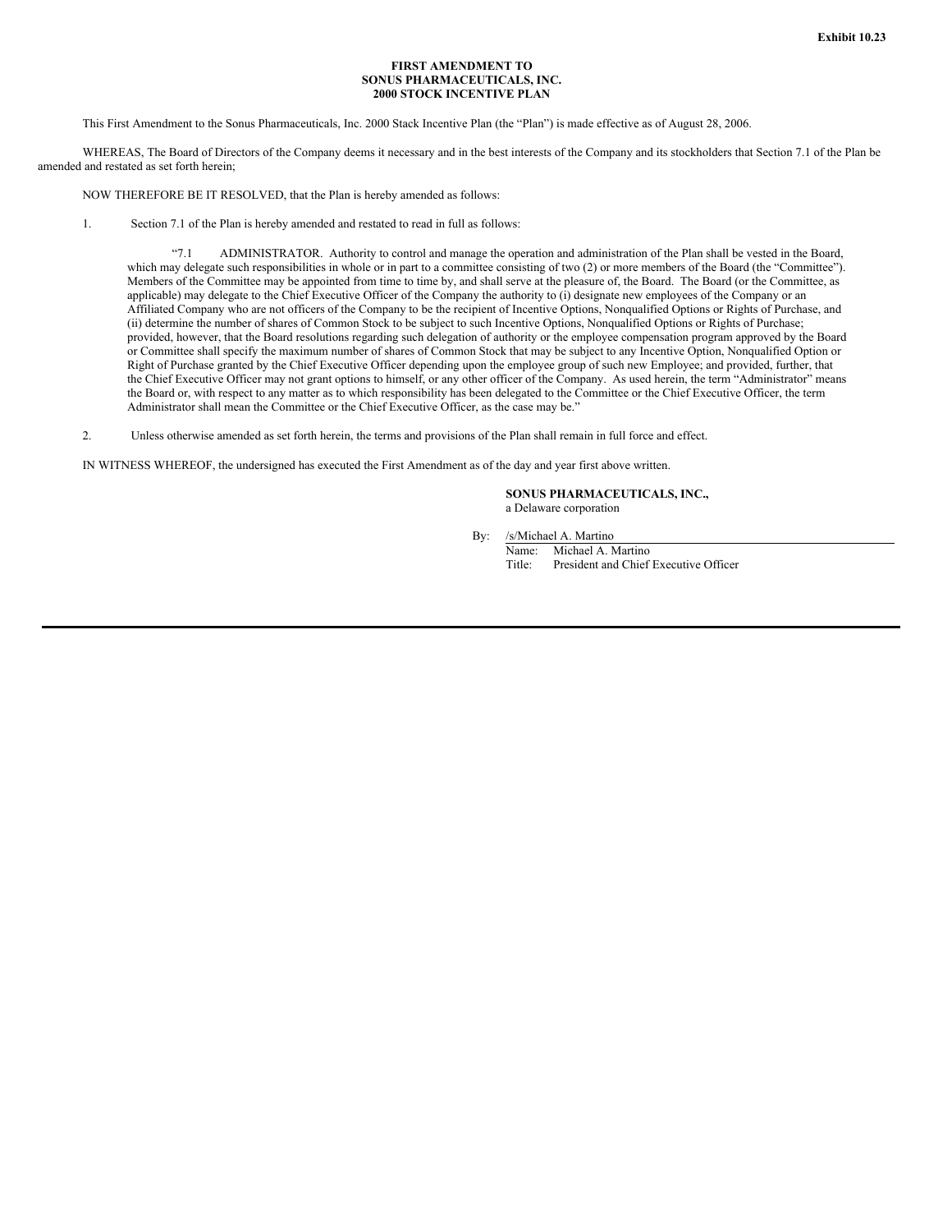Exhibit 10.23

**FIRST AMENDMENT TO**
**SONUS PHARMACEUTICALS, INC.**
**2000 STOCK INCENTIVE PLAN**

This First Amendment to the Sonus Pharmaceuticals, Inc. 2000 Stack Incentive Plan (the "Plan") is made effective as of August 28, 2006.

WHEREAS, The Board of Directors of the Company deems it necessary and in the best interests of the Company and its stockholders that Section 7.1 of the Plan be amended and restated as set forth herein;

NOW THEREFORE BE IT RESOLVED, that the Plan is hereby amended as follows:

1. Section 7.1 of the Plan is hereby amended and restated to read in full as follows:

 "7.1 ADMINISTRATOR. Authority to control and manage the operation and administration of the Plan shall be vested in the Board, which may delegate such responsibilities in whole or in part to a committee consisting of two (2) or more members of the Board (the "Committee"). Members of the Committee may be appointed from time to time by, and shall serve at the pleasure of, the Board. The Board (or the Committee, as applicable) may delegate to the Chief Executive Officer of the Company the authority to (i) designate new employees of the Company or an Affiliated Company who are not officers of the Company to be the recipient of Incentive Options, Nonqualified Options or Rights of Purchase, and (ii) determine the number of shares of Common Stock to be subject to such Incentive Options, Nonqualified Options or Rights of Purchase; provided, however, that the Board resolutions regarding such delegation of authority or the employee compensation program approved by the Board or Committee shall specify the maximum number of shares of Common Stock that may be subject to any Incentive Option, Nonqualified Option or Right of Purchase granted by the Chief Executive Officer depending upon the employee group of such new Employee; and provided, further, that the Chief Executive Officer may not grant options to himself, or any other officer of the Company. As used herein, the term "Administrator" means the Board or, with respect to any matter as to which responsibility has been delegated to the Committee or the Chief Executive Officer, the term Administrator shall mean the Committee or the Chief Executive Officer, as the case may be."

2. Unless otherwise amended as set forth herein, the terms and provisions of the Plan shall remain in full force and effect.

IN WITNESS WHEREOF, the undersigned has executed the First Amendment as of the day and year first above written.

**SONUS PHARMACEUTICALS, INC.,**
a Delaware corporation

By: /s/Michael A. Martino
Name: Michael A. Martino
Title: President and Chief Executive Officer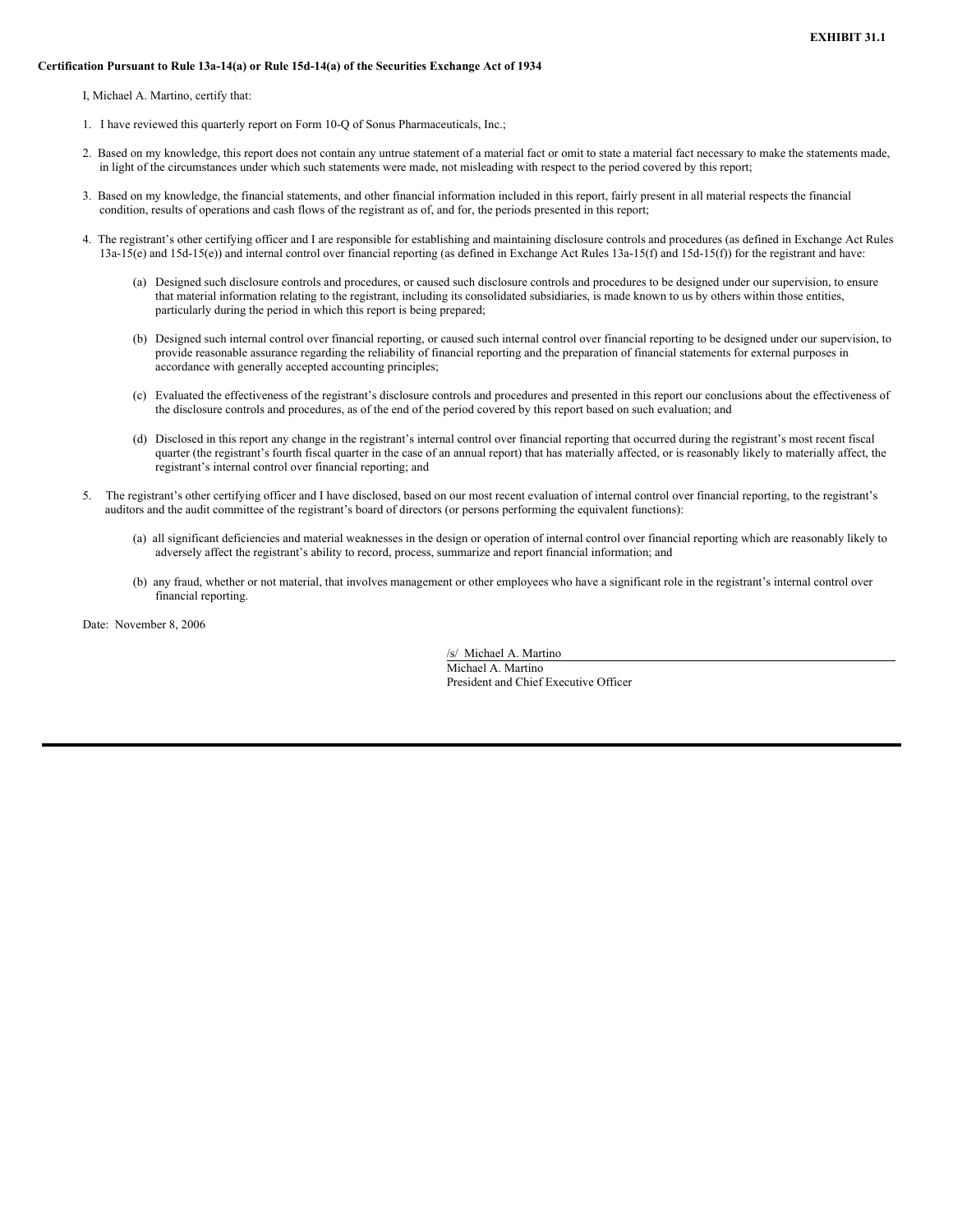**EXHIBIT 31.1**

**Certification Pursuant to Rule 13a-14(a) or Rule 15d-14(a) of the Securities Exchange Act of 1934**

I, Michael A. Martino, certify that:

1. I have reviewed this quarterly report on Form 10-Q of Sonus Pharmaceuticals, Inc.;

2. Based on my knowledge, this report does not contain any untrue statement of a material fact or omit to state a material fact necessary to make the statements made, in light of the circumstances under which such statements were made, not misleading with respect to the period covered by this report;

3. Based on my knowledge, the financial statements, and other financial information included in this report, fairly present in all material respects the financial condition, results of operations and cash flows of the registrant as of, and for, the periods presented in this report;

4. The registrant's other certifying officer and I are responsible for establishing and maintaining disclosure controls and procedures (as defined in Exchange Act Rules 13a-15(e) and 15d-15(e)) and internal control over financial reporting (as defined in Exchange Act Rules 13a-15(f) and 15d-15(f)) for the registrant and have:

   (a) Designed such disclosure controls and procedures, or caused such disclosure controls and procedures to be designed under our supervision, to ensure that material information relating to the registrant, including its consolidated subsidiaries, is made known to us by others within those entities, particularly during the period in which this report is being prepared;

   (b) Designed such internal control over financial reporting, or caused such internal control over financial reporting to be designed under our supervision, to provide reasonable assurance regarding the reliability of financial reporting and the preparation of financial statements for external purposes in accordance with generally accepted accounting principles;

   (c) Evaluated the effectiveness of the registrant's disclosure controls and procedures and presented in this report our conclusions about the effectiveness of the disclosure controls and procedures, as of the end of the period covered by this report based on such evaluation; and

   (d) Disclosed in this report any change in the registrant's internal control over financial reporting that occurred during the registrant's most recent fiscal quarter (the registrant's fourth fiscal quarter in the case of an annual report) that has materially affected, or is reasonably likely to materially affect, the registrant's internal control over financial reporting; and

5. The registrant's other certifying officer and I have disclosed, based on our most recent evaluation of internal control over financial reporting, to the registrant's auditors and the audit committee of the registrant's board of directors (or persons performing the equivalent functions):

   (a) all significant deficiencies and material weaknesses in the design or operation of internal control over financial reporting which are reasonably likely to adversely affect the registrant's ability to record, process, summarize and report financial information; and

   (b) any fraud, whether or not material, that involves management or other employees who have a significant role in the registrant's internal control over financial reporting.

Date: November 8, 2006

/s/ Michael A. Martino
Michael A. Martino
President and Chief Executive Officer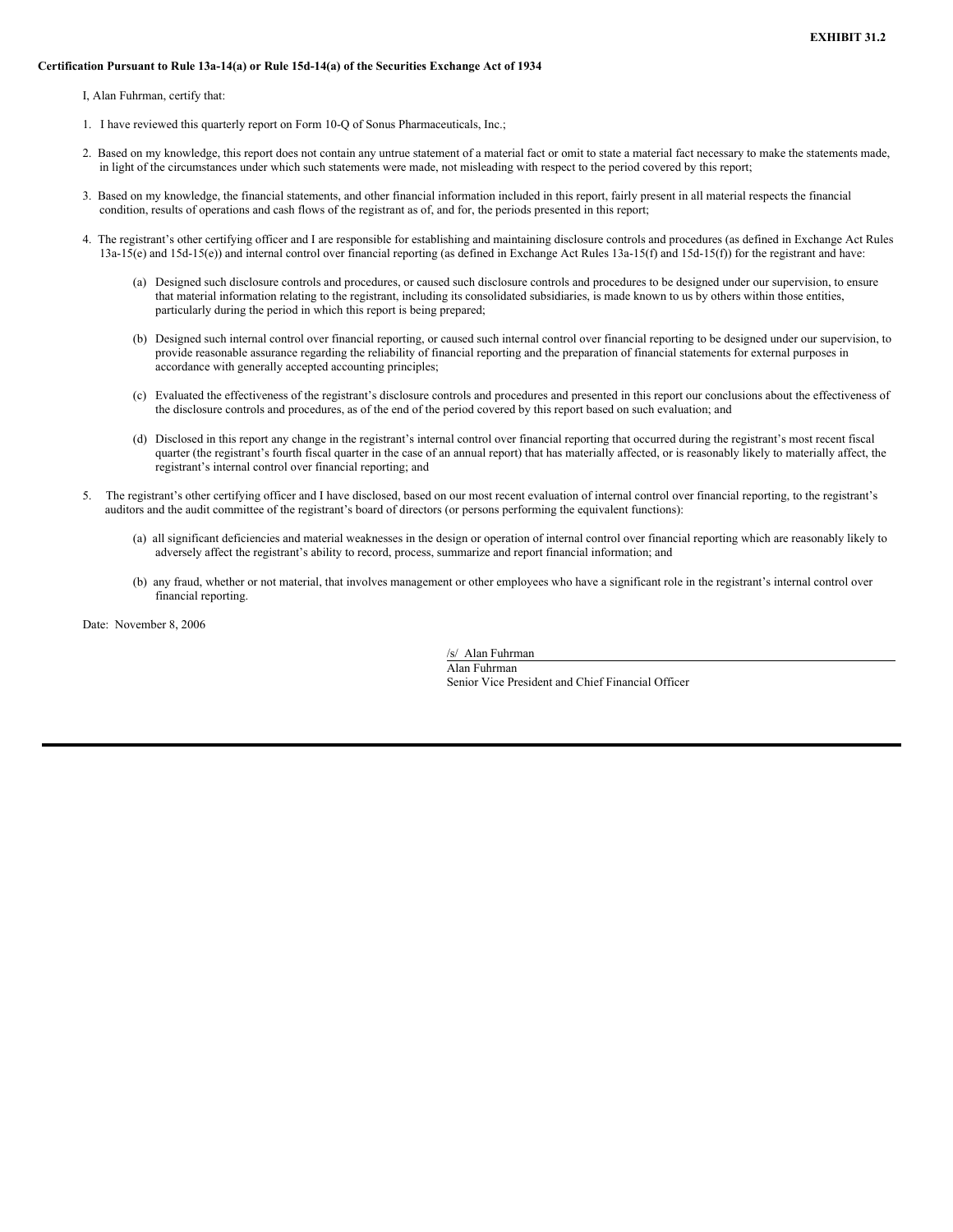**EXHIBIT 31.2**

**Certification Pursuant to Rule 13a-14(a) or Rule 15d-14(a) of the Securities Exchange Act of 1934**

I, Alan Fuhrman, certify that:

1. I have reviewed this quarterly report on Form 10-Q of Sonus Pharmaceuticals, Inc.;

2. Based on my knowledge, this report does not contain any untrue statement of a material fact or omit to state a material fact necessary to make the statements made, in light of the circumstances under which such statements were made, not misleading with respect to the period covered by this report;

3. Based on my knowledge, the financial statements, and other financial information included in this report, fairly present in all material respects the financial condition, results of operations and cash flows of the registrant as of, and for, the periods presented in this report;

4. The registrant's other certifying officer and I are responsible for establishing and maintaining disclosure controls and procedures (as defined in Exchange Act Rules 13a-15(e) and 15d-15(e)) and internal control over financial reporting (as defined in Exchange Act Rules 13a-15(f) and 15d-15(f)) for the registrant and have:

   (a) Designed such disclosure controls and procedures, or caused such disclosure controls and procedures to be designed under our supervision, to ensure that material information relating to the registrant, including its consolidated subsidiaries, is made known to us by others within those entities, particularly during the period in which this report is being prepared;

   (b) Designed such internal control over financial reporting, or caused such internal control over financial reporting to be designed under our supervision, to provide reasonable assurance regarding the reliability of financial reporting and the preparation of financial statements for external purposes in accordance with generally accepted accounting principles;

   (c) Evaluated the effectiveness of the registrant's disclosure controls and procedures and presented in this report our conclusions about the effectiveness of the disclosure controls and procedures, as of the end of the period covered by this report based on such evaluation; and

   (d) Disclosed in this report any change in the registrant's internal control over financial reporting that occurred during the registrant's most recent fiscal quarter (the registrant's fourth fiscal quarter in the case of an annual report) that has materially affected, or is reasonably likely to materially affect, the registrant's internal control over financial reporting; and

5. The registrant's other certifying officer and I have disclosed, based on our most recent evaluation of internal control over financial reporting, to the registrant's auditors and the audit committee of the registrant's board of directors (or persons performing the equivalent functions):

   (a) all significant deficiencies and material weaknesses in the design or operation of internal control over financial reporting which are reasonably likely to adversely affect the registrant's ability to record, process, summarize and report financial information; and

   (b) any fraud, whether or not material, that involves management or other employees who have a significant role in the registrant's internal control over financial reporting.

Date: November 8, 2006

/s/ Alan Fuhrman
Alan Fuhrman
Senior Vice President and Chief Financial Officer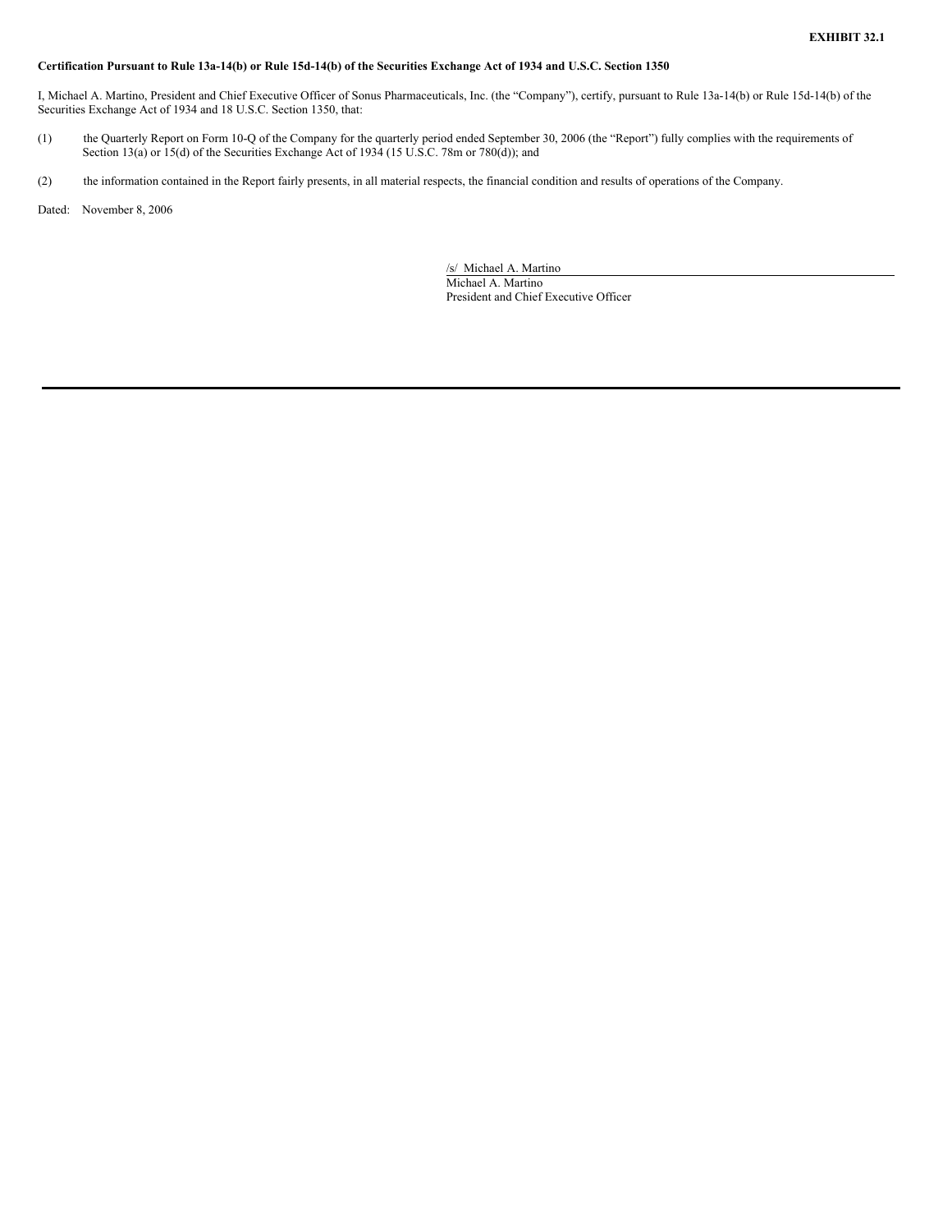**EXHIBIT 32.1**

**Certification Pursuant to Rule 13a-14(b) or Rule 15d-14(b) of the Securities Exchange Act of 1934 and U.S.C. Section 1350**

I, Michael A. Martino, President and Chief Executive Officer of Sonus Pharmaceuticals, Inc. (the "Company"), certify, pursuant to Rule 13a-14(b) or Rule 15d-14(b) of the Securities Exchange Act of 1934 and 18 U.S.C. Section 1350, that:

(1) the Quarterly Report on Form 10-Q of the Company for the quarterly period ended September 30, 2006 (the "Report") fully complies with the requirements of Section 13(a) or 15(d) of the Securities Exchange Act of 1934 (15 U.S.C. 78m or 780(d)); and

(2) the information contained in the Report fairly presents, in all material respects, the financial condition and results of operations of the Company.

Dated: November 8, 2006

/s/ Michael A. Martino
Michael A. Martino
President and Chief Executive Officer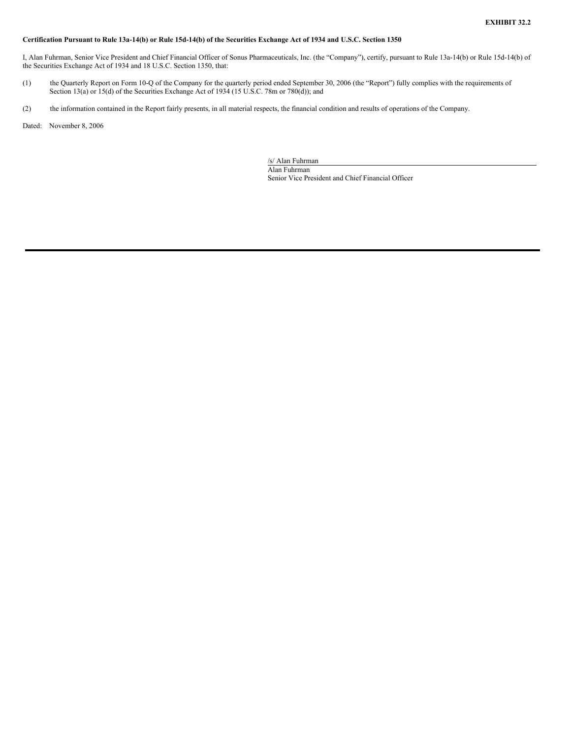**EXHIBIT 32.2**

**Certification Pursuant to Rule 13a-14(b) or Rule 15d-14(b) of the Securities Exchange Act of 1934 and U.S.C. Section 1350**

I, Alan Fuhrman, Senior Vice President and Chief Financial Officer of Sonus Pharmaceuticals, Inc. (the "Company"), certify, pursuant to Rule 13a-14(b) or Rule 15d-14(b) of the Securities Exchange Act of 1934 and 18 U.S.C. Section 1350, that:

(1) the Quarterly Report on Form 10-Q of the Company for the quarterly period ended September 30, 2006 (the "Report") fully complies with the requirements of Section 13(a) or 15(d) of the Securities Exchange Act of 1934 (15 U.S.C. 78m or 780(d)); and

(2) the information contained in the Report fairly presents, in all material respects, the financial condition and results of operations of the Company.

Dated: November 8, 2006

/s/ Alan Fuhrman
Alan Fuhrman
Senior Vice President and Chief Financial Officer